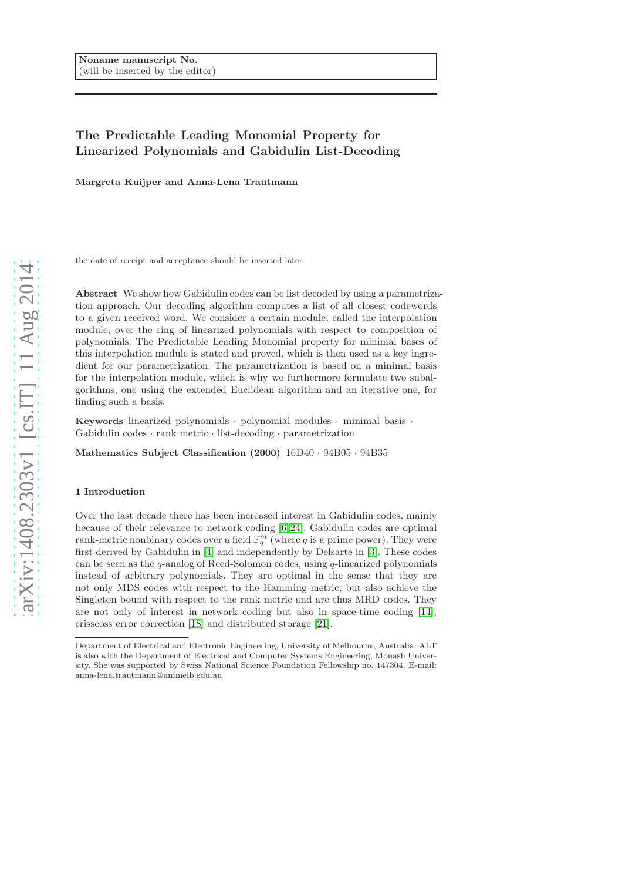Noname manuscript No.
(will be inserted by the editor)

# The Predictable Leading Monomial Property for Linearized Polynomials and Gabidulin List-Decoding

**Margreta Kuijper and Anna-Lena Trautmann**

the date of receipt and acceptance should be inserted later

**Abstract** We show how Gabidulin codes can be list decoded by using a parametrization approach. Our decoding algorithm computes a list of all closest codewords to a given received word. We consider a certain module, called the interpolation module, over the ring of linearized polynomials with respect to composition of polynomials. The Predictable Leading Monomial property for minimal bases of this interpolation module is stated and proved, which is then used as a key ingredient for our parametrization. The parametrization is based on a minimal basis for the interpolation module, which is why we furthermore formulate two subalgorithms, one using the extended Euclidean algorithm and an iterative one, for finding such a basis.

**Keywords** linearized polynomials · polynomial modules · minimal basis · Gabidulin codes · rank metric · list-decoding · parametrization

**Mathematics Subject Classification (2000)** 16D40 · 94B05 · 94B35

## 1 Introduction

Over the last decade there has been increased interest in Gabidulin codes, mainly because of their relevance to network coding [6,24]. Gabidulin codes are optimal rank-metric nonbinary codes over a field $\mathbb{F}_q^m$ (where $q$ is a prime power). They were first derived by Gabidulin in [4] and independently by Delsarte in [3]. These codes can be seen as the $q$-analog of Reed-Solomon codes, using $q$-linearized polynomials instead of arbitrary polynomials. They are optimal in the sense that they are not only MDS codes with respect to the Hamming metric, but also achieve the Singleton bound with respect to the rank metric and are thus MRD codes. They are not only of interest in network coding but also in space-time coding [14], crisscoss error correction [18] and distributed storage [21].

Department of Electrical and Electronic Engineering, University of Melbourne, Australia. ALT is also with the Department of Electrical and Computer Systems Engineering, Monash University. She was supported by Swiss National Science Foundation Fellowship no. 147304. E-mail: anna-lena.trautmann@unimelb.edu.au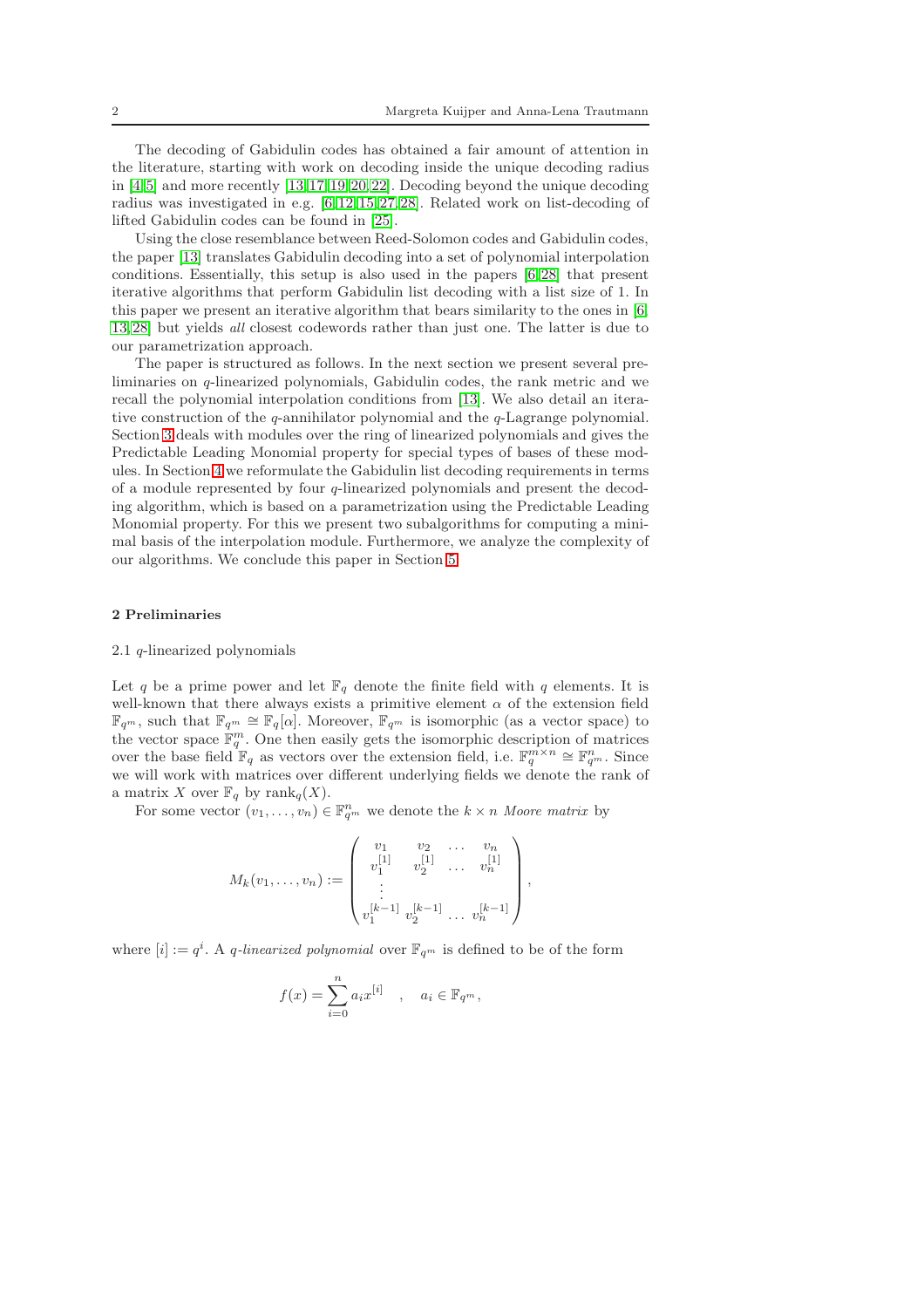The decoding of Gabidulin codes has obtained a fair amount of attention in the literature, starting with work on decoding inside the unique decoding radius in [4,5] and more recently [13,17,19,20,22]. Decoding beyond the unique decoding radius was investigated in e.g. [6,12,15,27,28]. Related work on list-decoding of lifted Gabidulin codes can be found in [25].

Using the close resemblance between Reed-Solomon codes and Gabidulin codes, the paper [13] translates Gabidulin decoding into a set of polynomial interpolation conditions. Essentially, this setup is also used in the papers [6,28] that present iterative algorithms that perform Gabidulin list decoding with a list size of 1. In this paper we present an iterative algorithm that bears similarity to the ones in [6, 13,28] but yields *all* closest codewords rather than just one. The latter is due to our parametrization approach.

The paper is structured as follows. In the next section we present several preliminaries on $q$-linearized polynomials, Gabidulin codes, the rank metric and we recall the polynomial interpolation conditions from [13]. We also detail an iterative construction of the $q$-annihilator polynomial and the $q$-Lagrange polynomial. Section 3 deals with modules over the ring of linearized polynomials and gives the Predictable Leading Monomial property for special types of bases of these modules. In Section 4 we reformulate the Gabidulin list decoding requirements in terms of a module represented by four $q$-linearized polynomials and present the decoding algorithm, which is based on a parametrization using the Predictable Leading Monomial property. For this we present two subalgorithms for computing a minimal basis of the interpolation module. Furthermore, we analyze the complexity of our algorithms. We conclude this paper in Section 5.

## 2 Preliminaries

### 2.1 $q$-linearized polynomials

Let $q$ be a prime power and let $\mathbb{F}_q$ denote the finite field with $q$ elements. It is well-known that there always exists a primitive element $\alpha$ of the extension field $\mathbb{F}_{q^m}$, such that $\mathbb{F}_{q^m} \cong \mathbb{F}_q[\alpha]$. Moreover, $\mathbb{F}_{q^m}$ is isomorphic (as a vector space) to the vector space $\mathbb{F}_q^m$. One then easily gets the isomorphic description of matrices over the base field $\mathbb{F}_q$ as vectors over the extension field, i.e. $\mathbb{F}_q^{m\times n} \cong \mathbb{F}_{q^m}^n$. Since we will work with matrices over different underlying fields we denote the rank of a matrix $X$ over $\mathbb{F}_q$ by $\mathrm{rank}_q(X)$.

For some vector $(v_1, \dots, v_n) \in \mathbb{F}_{q^m}^n$ we denote the $k \times n$ *Moore matrix* by

$$M_k(v_1, \dots, v_n) := \begin{pmatrix} v_1 & v_2 & \dots & v_n \\ v_1^{[1]} & v_2^{[1]} & \dots & v_n^{[1]} \\ \vdots & & & \\ v_1^{[k-1]} & v_2^{[k-1]} & \dots & v_n^{[k-1]} \end{pmatrix},$$

where $[i] := q^i$. A *$q$-linearized polynomial* over $\mathbb{F}_{q^m}$ is defined to be of the form

$$f(x) = \sum_{i=0}^{n} a_i x^{[i]} \quad , \quad a_i \in \mathbb{F}_{q^m},$$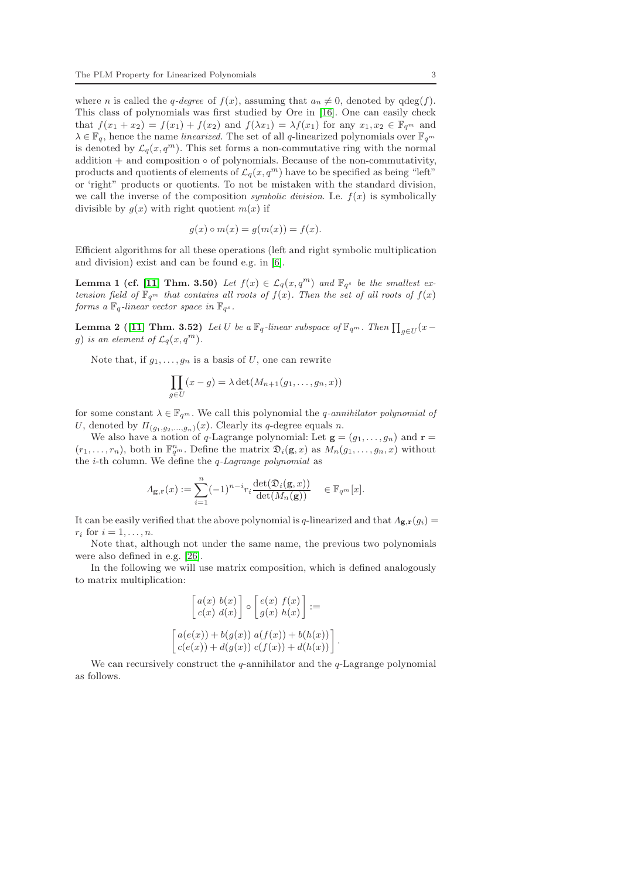where $n$ is called the *q-degree* of $f(x)$, assuming that $a_n \neq 0$, denoted by $\text{qdeg}(f)$. This class of polynomials was first studied by Ore in [16]. One can easily check that $f(x_1 + x_2) = f(x_1) + f(x_2)$ and $f(\lambda x_1) = \lambda f(x_1)$ for any $x_1, x_2 \in \mathbb{F}_{q^m}$ and $\lambda \in \mathbb{F}_q$, hence the name *linearized*. The set of all $q$-linearized polynomials over $\mathbb{F}_{q^m}$ is denoted by $\mathcal{L}_q(x, q^m)$. This set forms a non-commutative ring with the normal addition $+$ and composition $\circ$ of polynomials. Because of the non-commutativity, products and quotients of elements of $\mathcal{L}_q(x, q^m)$ have to be specified as being "left" or 'right" products or quotients. To not be mistaken with the standard division, we call the inverse of the composition *symbolic division*. I.e. $f(x)$ is symbolically divisible by $g(x)$ with right quotient $m(x)$ if

$$g(x) \circ m(x) = g(m(x)) = f(x).$$

Efficient algorithms for all these operations (left and right symbolic multiplication and division) exist and can be found e.g. in [6].

**Lemma 1 (cf. [11] Thm. 3.50)** *Let $f(x) \in \mathcal{L}_q(x, q^m)$ and $\mathbb{F}_{q^s}$ be the smallest extension field of $\mathbb{F}_{q^m}$ that contains all roots of $f(x)$. Then the set of all roots of $f(x)$ forms a $\mathbb{F}_q$-linear vector space in $\mathbb{F}_{q^s}$.*

**Lemma 2 ([11] Thm. 3.52)** *Let $U$ be a $\mathbb{F}_q$-linear subspace of $\mathbb{F}_{q^m}$. Then $\prod_{g \in U}(x - g)$ is an element of $\mathcal{L}_q(x, q^m)$.*

Note that, if $g_1, \ldots, g_n$ is a basis of $U$, one can rewrite

$$\prod_{g \in U} (x - g) = \lambda \det(M_{n+1}(g_1, \ldots, g_n, x))$$

for some constant $\lambda \in \mathbb{F}_{q^m}$. We call this polynomial the *q-annihilator polynomial of* $U$, denoted by $\Pi_{(g_1, g_2, \ldots, g_n)}(x)$. Clearly its $q$-degree equals $n$.

We also have a notion of $q$-Lagrange polynomial: Let $\mathbf{g} = (g_1, \ldots, g_n)$ and $\mathbf{r} = (r_1, \ldots, r_n)$, both in $\mathbb{F}_{q^m}^n$. Define the matrix $\mathfrak{D}_i(\mathbf{g}, x)$ as $M_n(g_1, \ldots, g_n, x)$ without the $i$-th column. We define the *q-Lagrange polynomial* as

$$\Lambda_{\mathbf{g},\mathbf{r}}(x) := \sum_{i=1}^{n} (-1)^{n-i} r_i \frac{\det(\mathfrak{D}_i(\mathbf{g}, x))}{\det(M_n(\mathbf{g}))} \quad \in \mathbb{F}_{q^m}[x].$$

It can be easily verified that the above polynomial is $q$-linearized and that $\Lambda_{\mathbf{g},\mathbf{r}}(g_i) = r_i$ for $i = 1, \ldots, n$.

Note that, although not under the same name, the previous two polynomials were also defined in e.g. [26].

In the following we will use matrix composition, which is defined analogously to matrix multiplication:

$$\begin{bmatrix} a(x) & b(x) \\ c(x) & d(x) \end{bmatrix} \circ \begin{bmatrix} e(x) & f(x) \\ g(x) & h(x) \end{bmatrix} :=$$

$$\begin{bmatrix} a(e(x)) + b(g(x)) & a(f(x)) + b(h(x)) \\ c(e(x)) + d(g(x)) & c(f(x)) + d(h(x)) \end{bmatrix}.$$

We can recursively construct the $q$-annihilator and the $q$-Lagrange polynomial as follows.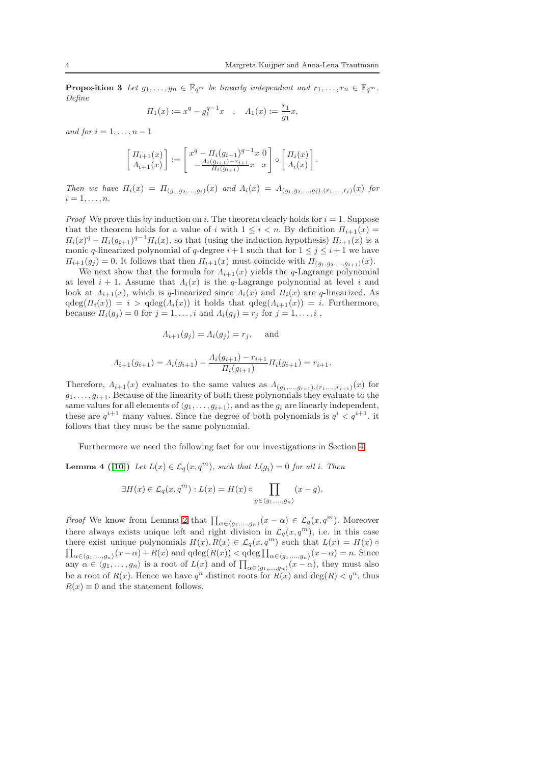**Proposition 3** *Let $g_1, \ldots, g_n \in \mathbb{F}_{q^m}$ be linearly independent and $r_1, \ldots, r_n \in \mathbb{F}_{q^m}$. Define*

$$\Pi_1(x) := x^q - g_1^{q-1}x \quad , \quad \Lambda_1(x) := \frac{r_1}{g_1}x,$$

*and for $i = 1, \ldots, n-1$*

$$\begin{bmatrix} \Pi_{i+1}(x) \\ \Lambda_{i+1}(x) \end{bmatrix} := \begin{bmatrix} x^q - \Pi_i(g_{i+1})^{q-1}x & 0 \\ -\frac{\Lambda_i(g_{i+1})-r_{i+1}}{\Pi_i(g_{i+1})}x & x \end{bmatrix} \circ \begin{bmatrix} \Pi_i(x) \\ \Lambda_i(x) \end{bmatrix}.$$

*Then we have $\Pi_i(x) = \Pi_{(g_1,g_2,\ldots,g_i)}(x)$ and $\Lambda_i(x) = \Lambda_{(g_1,g_2,\ldots,g_i),(r_1,\ldots,r_i)}(x)$ for $i = 1, \ldots, n$.*

*Proof* We prove this by induction on $i$. The theorem clearly holds for $i = 1$. Suppose that the theorem holds for a value of $i$ with $1 \leq i < n$. By definition $\Pi_{i+1}(x) = \Pi_i(x)^q - \Pi_i(g_{i+1})^{q-1}\Pi_i(x)$, so that (using the induction hypothesis) $\Pi_{i+1}(x)$ is a monic $q$-linearized polynomial of $q$-degree $i+1$ such that for $1 \leq j \leq i+1$ we have $\Pi_{i+1}(g_j) = 0$. It follows that then $\Pi_{i+1}(x)$ must coincide with $\Pi_{(g_1,g_2,\ldots,g_{i+1})}(x)$.

We next show that the formula for $\Lambda_{i+1}(x)$ yields the $q$-Lagrange polynomial at level $i+1$. Assume that $\Lambda_i(x)$ is the $q$-Lagrange polynomial at level $i$ and look at $\Lambda_{i+1}(x)$, which is $q$-linearized since $\Lambda_i(x)$ and $\Pi_i(x)$ are $q$-linearized. As $\text{qdeg}(\Pi_i(x)) = i > \text{qdeg}(\Lambda_i(x))$ it holds that $\text{qdeg}(\Lambda_{i+1}(x)) = i$. Furthermore, because $\Pi_i(g_j) = 0$ for $j = 1, \ldots, i$ and $\Lambda_i(g_j) = r_j$ for $j = 1, \ldots, i$ ,

$$\Lambda_{i+1}(g_j) = \Lambda_i(g_j) = r_j, \quad \text{and}$$

$$\Lambda_{i+1}(g_{i+1}) = \Lambda_i(g_{i+1}) - \frac{\Lambda_i(g_{i+1}) - r_{i+1}}{\Pi_i(g_{i+1})}\Pi_i(g_{i+1}) = r_{i+1}.$$

Therefore, $\Lambda_{i+1}(x)$ evaluates to the same values as $\Lambda_{(g_1,\ldots,g_{i+1}),(r_1,\ldots,r_{i+1})}(x)$ for $g_1, \ldots, g_{i+1}$. Because of the linearity of both these polynomials they evaluate to the same values for all elements of $\langle g_1, \ldots, g_{i+1} \rangle$, and as the $g_i$ are linearly independent, these are $q^{i+1}$ many values. Since the degree of both polynomials is $q^i < q^{i+1}$, it follows that they must be the same polynomial.

Furthermore we need the following fact for our investigations in Section 4.

**Lemma 4 ([10])** *Let $L(x) \in \mathcal{L}_q(x, q^m)$, such that $L(g_i) = 0$ for all $i$. Then*

$$\exists H(x) \in \mathcal{L}_q(x, q^m) : L(x) = H(x) \circ \prod_{g \in \langle g_1,\ldots,g_n \rangle} (x - g).$$

*Proof* We know from Lemma 2 that $\prod_{\alpha \in \langle g_1,\ldots,g_n \rangle}(x - \alpha) \in \mathcal{L}_q(x, q^m)$. Moreover there always exists unique left and right division in $\mathcal{L}_q(x, q^m)$, i.e. in this case there exist unique polynomials $H(x), R(x) \in \mathcal{L}_q(x, q^m)$ such that $L(x) = H(x) \circ \prod_{\alpha \in \langle g_1,\ldots,g_n \rangle}(x-\alpha) + R(x)$ and $\text{qdeg}(R(x)) < \text{qdeg} \prod_{\alpha \in \langle g_1,\ldots,g_n \rangle}(x-\alpha) = n$. Since any $\alpha \in \langle g_1, \ldots, g_n \rangle$ is a root of $L(x)$ and of $\prod_{\alpha \in \langle g_1,\ldots,g_n \rangle}(x - \alpha)$, they must also be a root of $R(x)$. Hence we have $q^n$ distinct roots for $R(x)$ and $\deg(R) < q^n$, thus $R(x) \equiv 0$ and the statement follows.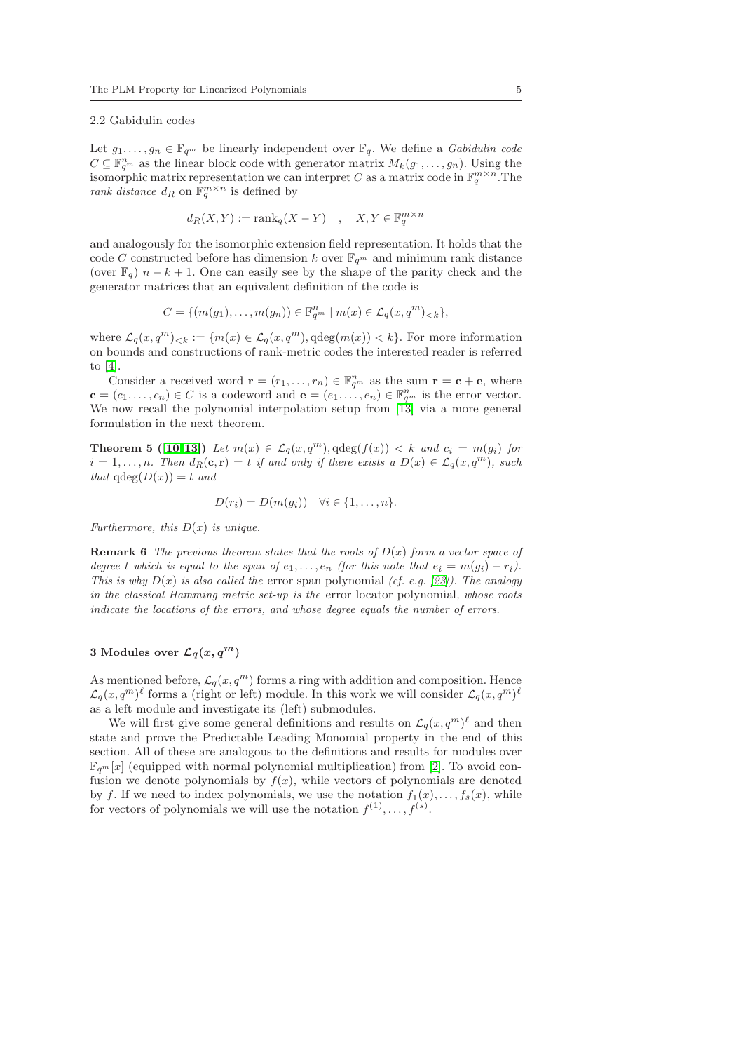### 2.2 Gabidulin codes

Let $g_1, \ldots, g_n \in \mathbb{F}_{q^m}$ be linearly independent over $\mathbb{F}_q$. We define a *Gabidulin code* $C \subseteq \mathbb{F}_{q^m}^n$ as the linear block code with generator matrix $M_k(g_1, \ldots, g_n)$. Using the isomorphic matrix representation we can interpret $C$ as a matrix code in $\mathbb{F}_q^{m \times n}$.The *rank distance* $d_R$ on $\mathbb{F}_q^{m \times n}$ is defined by

$$d_R(X, Y) := \text{rank}_q(X - Y) \quad , \quad X, Y \in \mathbb{F}_q^{m \times n}$$

and analogously for the isomorphic extension field representation. It holds that the code $C$ constructed before has dimension $k$ over $\mathbb{F}_{q^m}$ and minimum rank distance (over $\mathbb{F}_q$) $n - k + 1$. One can easily see by the shape of the parity check and the generator matrices that an equivalent definition of the code is

$$C = \{(m(g_1), \ldots, m(g_n)) \in \mathbb{F}_{q^m}^n \mid m(x) \in \mathcal{L}_q(x, q^m)_{<k}\},$$

where $\mathcal{L}_q(x, q^m)_{<k} := \{m(x) \in \mathcal{L}_q(x, q^m), \text{qdeg}(m(x)) < k\}$. For more information on bounds and constructions of rank-metric codes the interested reader is referred to [4].

Consider a received word $\mathbf{r} = (r_1, \ldots, r_n) \in \mathbb{F}_{q^m}^n$ as the sum $\mathbf{r} = \mathbf{c} + \mathbf{e}$, where $\mathbf{c} = (c_1, \ldots, c_n) \in C$ is a codeword and $\mathbf{e} = (e_1, \ldots, e_n) \in \mathbb{F}_{q^m}^n$ is the error vector. We now recall the polynomial interpolation setup from [13] via a more general formulation in the next theorem.

**Theorem 5 ([10,13])** *Let $m(x) \in \mathcal{L}_q(x, q^m), \text{qdeg}(f(x)) < k$ and $c_i = m(g_i)$ for $i = 1, \ldots, n$. Then $d_R(\mathbf{c}, \mathbf{r}) = t$ if and only if there exists a $D(x) \in \mathcal{L}_q(x, q^m)$, such that $\text{qdeg}(D(x)) = t$ and*

$$D(r_i) = D(m(g_i)) \quad \forall i \in \{1, \ldots, n\}.$$

*Furthermore, this $D(x)$ is unique.*

**Remark 6** *The previous theorem states that the roots of $D(x)$ form a vector space of degree $t$ which is equal to the span of $e_1, \ldots, e_n$ (for this note that $e_i = m(g_i) - r_i$). This is why $D(x)$ is also called the* error span polynomial *(cf. e.g. [23]). The analogy in the classical Hamming metric set-up is the* error locator polynomial*, whose roots indicate the locations of the errors, and whose degree equals the number of errors.*

## 3 Modules over $\mathcal{L}_q(x, q^m)$

As mentioned before, $\mathcal{L}_q(x, q^m)$ forms a ring with addition and composition. Hence $\mathcal{L}_q(x, q^m)^\ell$ forms a (right or left) module. In this work we will consider $\mathcal{L}_q(x, q^m)^\ell$ as a left module and investigate its (left) submodules.

We will first give some general definitions and results on $\mathcal{L}_q(x, q^m)^\ell$ and then state and prove the Predictable Leading Monomial property in the end of this section. All of these are analogous to the definitions and results for modules over $\mathbb{F}_{q^m}[x]$ (equipped with normal polynomial multiplication) from [2]. To avoid confusion we denote polynomials by $f(x)$, while vectors of polynomials are denoted by $f$. If we need to index polynomials, we use the notation $f_1(x), \ldots, f_s(x)$, while for vectors of polynomials we will use the notation $f^{(1)}, \ldots, f^{(s)}$.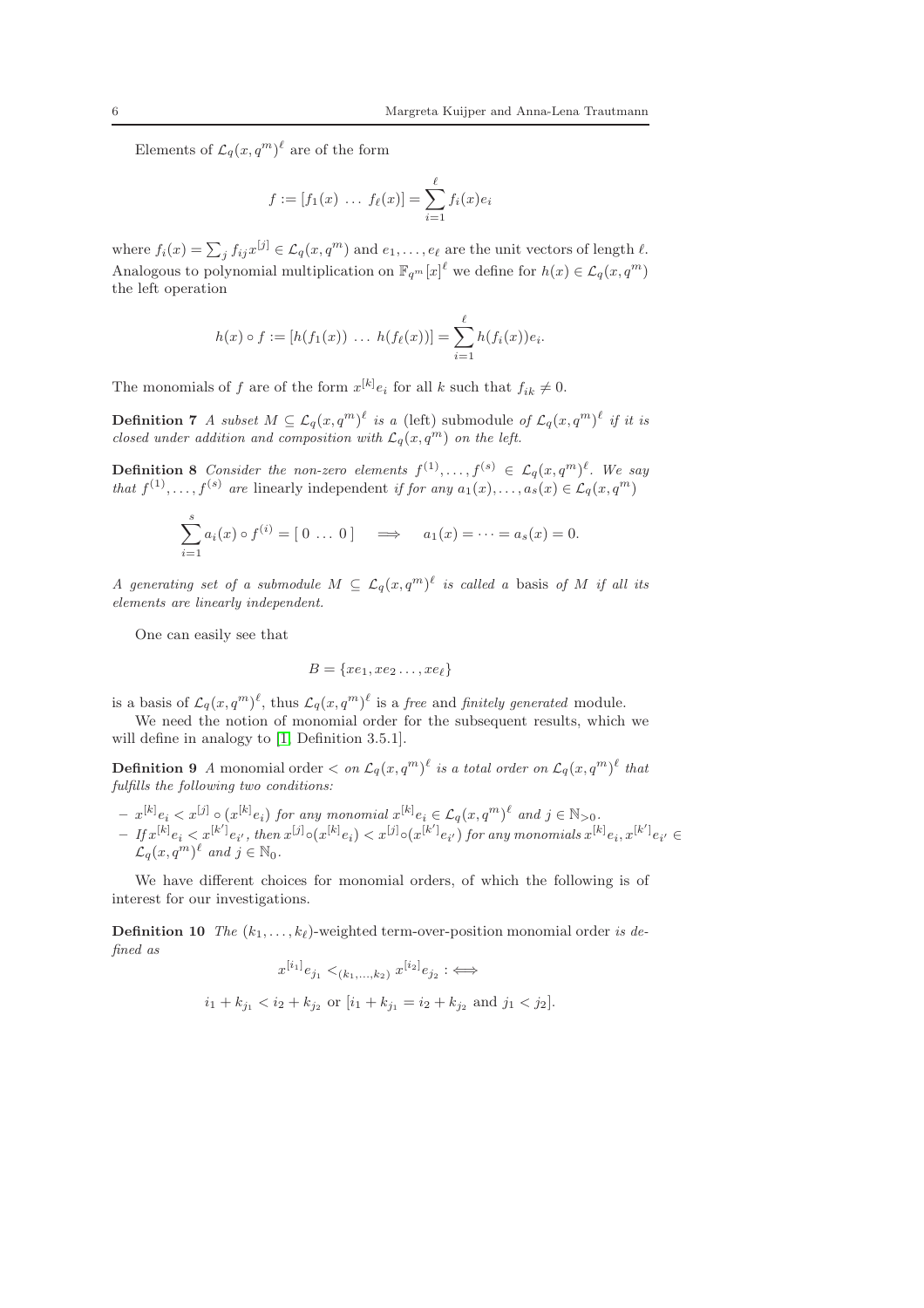Elements of $\mathcal{L}_q(x,q^m)^\ell$ are of the form

$$f := [f_1(x) \ \dots \ f_\ell(x)] = \sum_{i=1}^{\ell} f_i(x) e_i$$

where $f_i(x) = \sum_j f_{ij} x^{[j]} \in \mathcal{L}_q(x,q^m)$ and $e_1,\dots,e_\ell$ are the unit vectors of length $\ell$. Analogous to polynomial multiplication on $\mathbb{F}_{q^m}[x]^\ell$ we define for $h(x) \in \mathcal{L}_q(x,q^m)$ the left operation

$$h(x) \circ f := [h(f_1(x)) \ \dots \ h(f_\ell(x))] = \sum_{i=1}^{\ell} h(f_i(x)) e_i.$$

The monomials of $f$ are of the form $x^{[k]} e_i$ for all $k$ such that $f_{ik} \neq 0$.

**Definition 7** *A subset $M \subseteq \mathcal{L}_q(x,q^m)^\ell$ is a* (left) submodule *of $\mathcal{L}_q(x,q^m)^\ell$ if it is closed under addition and composition with $\mathcal{L}_q(x,q^m)$ on the left.*

**Definition 8** *Consider the non-zero elements $f^{(1)},\dots,f^{(s)} \in \mathcal{L}_q(x,q^m)^\ell$. We say that $f^{(1)},\dots,f^{(s)}$ are* linearly independent *if for any $a_1(x),\dots,a_s(x) \in \mathcal{L}_q(x,q^m)$*

$$\sum_{i=1}^{s} a_i(x) \circ f^{(i)} = [\,0 \ \dots \ 0\,] \quad \Longrightarrow \quad a_1(x) = \dots = a_s(x) = 0.$$

*A generating set of a submodule $M \subseteq \mathcal{L}_q(x,q^m)^\ell$ is called a* basis *of $M$ if all its elements are linearly independent.*

One can easily see that

$$B = \{xe_1, xe_2 \dots, xe_\ell\}$$

is a basis of $\mathcal{L}_q(x,q^m)^\ell$, thus $\mathcal{L}_q(x,q^m)^\ell$ is a *free* and *finitely generated* module.

We need the notion of monomial order for the subsequent results, which we will define in analogy to [1, Definition 3.5.1].

**Definition 9** *A* monomial order $<$ *on $\mathcal{L}_q(x,q^m)^\ell$ is a total order on $\mathcal{L}_q(x,q^m)^\ell$ that fulfills the following two conditions:*

- *$x^{[k]} e_i < x^{[j]} \circ (x^{[k]} e_i)$ for any monomial $x^{[k]} e_i \in \mathcal{L}_q(x,q^m)^\ell$ and $j \in \mathbb{N}_{>0}$.*
- *If $x^{[k]} e_i < x^{[k']} e_{i'}$, then $x^{[j]} \circ (x^{[k]} e_i) < x^{[j]} \circ (x^{[k']} e_{i'})$ for any monomials $x^{[k]} e_i, x^{[k']} e_{i'} \in \mathcal{L}_q(x,q^m)^\ell$ and $j \in \mathbb{N}_0$.*

We have different choices for monomial orders, of which the following is of interest for our investigations.

**Definition 10** *The $(k_1,\dots,k_\ell)$-weighted term-over-position monomial order is defined as*

$$x^{[i_1]} e_{j_1} <_{(k_1,\dots,k_2)} x^{[i_2]} e_{j_2} : \Longleftrightarrow$$

$$i_1 + k_{j_1} < i_2 + k_{j_2} \text{ or } [i_1 + k_{j_1} = i_2 + k_{j_2} \text{ and } j_1 < j_2].$$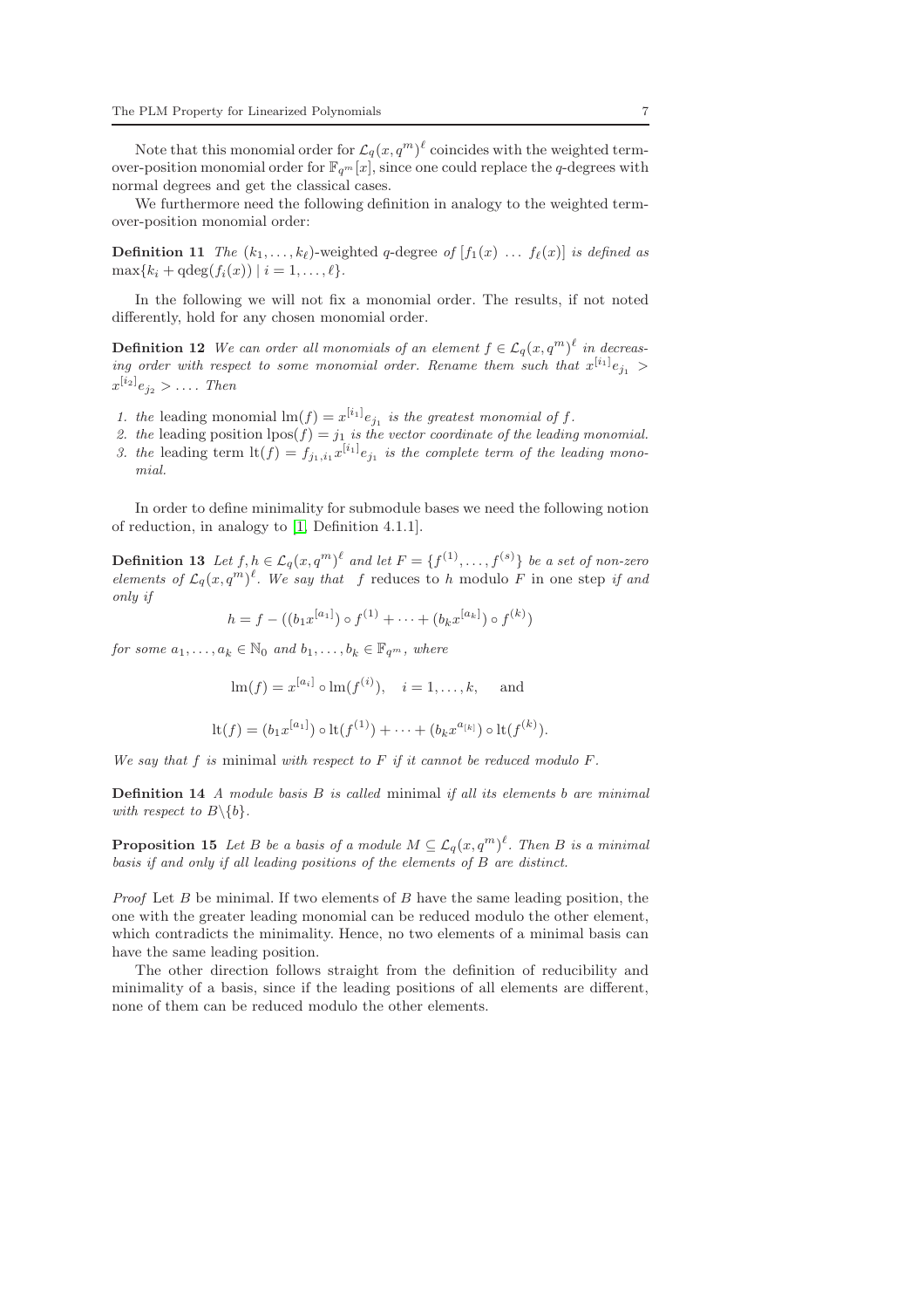Note that this monomial order for $\mathcal{L}_q(x, q^m)^\ell$ coincides with the weighted term-over-position monomial order for $\mathbb{F}_{q^m}[x]$, since one could replace the $q$-degrees with normal degrees and get the classical cases.

We furthermore need the following definition in analogy to the weighted term-over-position monomial order:

**Definition 11** *The* $(k_1, \ldots, k_\ell)$*-weighted* $q$*-degree of* $[f_1(x) \ \ldots \ f_\ell(x)]$ *is defined as* $\max\{k_i + \operatorname{qdeg}(f_i(x)) \mid i = 1, \ldots, \ell\}$.

In the following we will not fix a monomial order. The results, if not noted differently, hold for any chosen monomial order.

**Definition 12** *We can order all monomials of an element* $f \in \mathcal{L}_q(x, q^m)^\ell$ *in decreasing order with respect to some monomial order. Rename them such that* $x^{[i_1]}e_{j_1} > x^{[i_2]}e_{j_2} > \ldots$. *Then*

1. *the* leading monomial $\operatorname{lm}(f) = x^{[i_1]}e_{j_1}$ *is the greatest monomial of* $f$.
2. *the* leading position $\operatorname{lpos}(f) = j_1$ *is the vector coordinate of the leading monomial.*
3. *the* leading term $\operatorname{lt}(f) = f_{j_1, i_1} x^{[i_1]} e_{j_1}$ *is the complete term of the leading monomial.*

In order to define minimality for submodule bases we need the following notion of reduction, in analogy to [1, Definition 4.1.1].

**Definition 13** *Let* $f, h \in \mathcal{L}_q(x, q^m)^\ell$ *and let* $F = \{f^{(1)}, \ldots, f^{(s)}\}$ *be a set of non-zero elements of* $\mathcal{L}_q(x, q^m)^\ell$. *We say that* $f$ reduces to $h$ modulo $F$ in one step *if and only if*

$$h = f - \left((b_1 x^{[a_1]}) \circ f^{(1)} + \cdots + (b_k x^{[a_k]}) \circ f^{(k)}\right)$$

*for some* $a_1, \ldots, a_k \in \mathbb{N}_0$ *and* $b_1, \ldots, b_k \in \mathbb{F}_{q^m}$, *where*

$$\operatorname{lm}(f) = x^{[a_i]} \circ \operatorname{lm}(f^{(i)}), \quad i = 1, \ldots, k, \quad \text{and}$$

$$\operatorname{lt}(f) = (b_1 x^{[a_1]}) \circ \operatorname{lt}(f^{(1)}) + \cdots + (b_k x^{a_{[k]}}) \circ \operatorname{lt}(f^{(k)}).$$

*We say that* $f$ *is* minimal *with respect to* $F$ *if it cannot be reduced modulo* $F$.

**Definition 14** *A module basis* $B$ *is called* minimal *if all its elements* $b$ *are minimal with respect to* $B \backslash \{b\}$.

**Proposition 15** *Let* $B$ *be a basis of a module* $M \subseteq \mathcal{L}_q(x, q^m)^\ell$. *Then* $B$ *is a minimal basis if and only if all leading positions of the elements of* $B$ *are distinct.*

*Proof* Let $B$ be minimal. If two elements of $B$ have the same leading position, the one with the greater leading monomial can be reduced modulo the other element, which contradicts the minimality. Hence, no two elements of a minimal basis can have the same leading position.

The other direction follows straight from the definition of reducibility and minimality of a basis, since if the leading positions of all elements are different, none of them can be reduced modulo the other elements.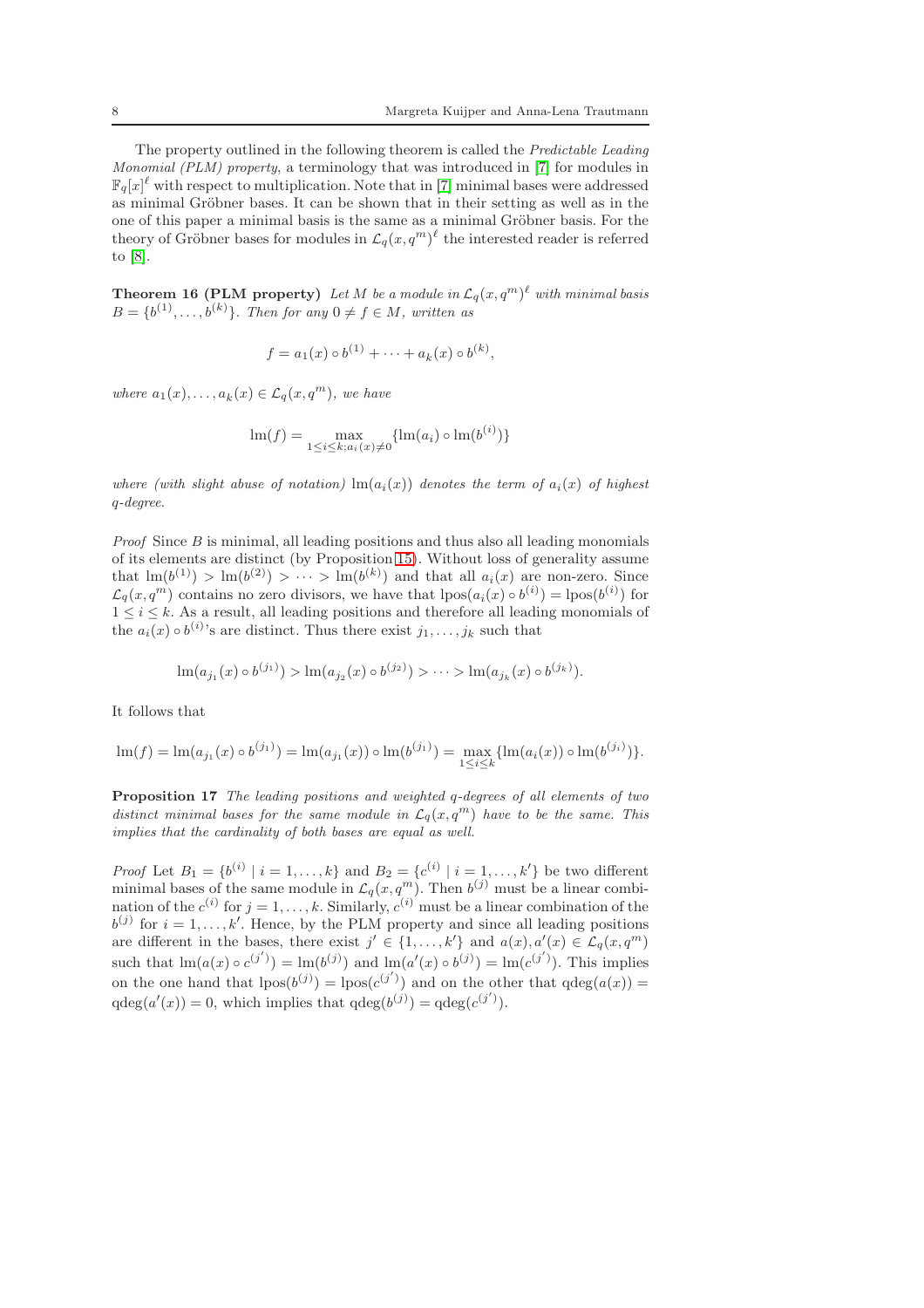The property outlined in the following theorem is called the *Predictable Leading Monomial (PLM) property*, a terminology that was introduced in [7] for modules in $\mathbb{F}_q[x]^\ell$ with respect to multiplication. Note that in [7] minimal bases were addressed as minimal Gröbner bases. It can be shown that in their setting as well as in the one of this paper a minimal basis is the same as a minimal Gröbner basis. For the theory of Gröbner bases for modules in $\mathcal{L}_q(x, q^m)^\ell$ the interested reader is referred to [8].

**Theorem 16 (PLM property)** *Let $M$ be a module in $\mathcal{L}_q(x, q^m)^\ell$ with minimal basis $B = \{b^{(1)}, \ldots, b^{(k)}\}$. Then for any $0 \neq f \in M$, written as*

$$f = a_1(x) \circ b^{(1)} + \cdots + a_k(x) \circ b^{(k)},$$

*where $a_1(x), \ldots, a_k(x) \in \mathcal{L}_q(x, q^m)$, we have*

$$\mathrm{lm}(f) = \max_{1 \leq i \leq k; a_i(x) \neq 0} \{\mathrm{lm}(a_i) \circ \mathrm{lm}(b^{(i)})\}$$

*where (with slight abuse of notation) $\mathrm{lm}(a_i(x))$ denotes the term of $a_i(x)$ of highest $q$-degree.*

*Proof* Since $B$ is minimal, all leading positions and thus also all leading monomials of its elements are distinct (by Proposition 15). Without loss of generality assume that $\mathrm{lm}(b^{(1)}) > \mathrm{lm}(b^{(2)}) > \cdots > \mathrm{lm}(b^{(k)})$ and that all $a_i(x)$ are non-zero. Since $\mathcal{L}_q(x, q^m)$ contains no zero divisors, we have that $\mathrm{lpos}(a_i(x) \circ b^{(i)}) = \mathrm{lpos}(b^{(i)})$ for $1 \leq i \leq k$. As a result, all leading positions and therefore all leading monomials of the $a_i(x) \circ b^{(i)}$'s are distinct. Thus there exist $j_1, \ldots, j_k$ such that

$$\mathrm{lm}(a_{j_1}(x) \circ b^{(j_1)}) > \mathrm{lm}(a_{j_2}(x) \circ b^{(j_2)}) > \cdots > \mathrm{lm}(a_{j_k}(x) \circ b^{(j_k)}).$$

It follows that

$$\mathrm{lm}(f) = \mathrm{lm}(a_{j_1}(x) \circ b^{(j_1)}) = \mathrm{lm}(a_{j_1}(x)) \circ \mathrm{lm}(b^{(j_1)}) = \max_{1 \leq i \leq k} \{\mathrm{lm}(a_i(x)) \circ \mathrm{lm}(b^{(j_i)})\}.$$

**Proposition 17** *The leading positions and weighted $q$-degrees of all elements of two distinct minimal bases for the same module in $\mathcal{L}_q(x, q^m)$ have to be the same. This implies that the cardinality of both bases are equal as well.*

*Proof* Let $B_1 = \{b^{(i)} \mid i = 1, \ldots, k\}$ and $B_2 = \{c^{(i)} \mid i = 1, \ldots, k'\}$ be two different minimal bases of the same module in $\mathcal{L}_q(x, q^m)$. Then $b^{(j)}$ must be a linear combination of the $c^{(i)}$ for $j = 1, \ldots, k$. Similarly, $c^{(i)}$ must be a linear combination of the $b^{(j)}$ for $i = 1, \ldots, k'$. Hence, by the PLM property and since all leading positions are different in the bases, there exist $j' \in \{1, \ldots, k'\}$ and $a(x), a'(x) \in \mathcal{L}_q(x, q^m)$ such that $\mathrm{lm}(a(x) \circ c^{(j')}) = \mathrm{lm}(b^{(j)})$ and $\mathrm{lm}(a'(x) \circ b^{(j)}) = \mathrm{lm}(c^{(j')})$. This implies on the one hand that $\mathrm{lpos}(b^{(j)}) = \mathrm{lpos}(c^{(j')})$ and on the other that $\mathrm{qdeg}(a(x)) = \mathrm{qdeg}(a'(x)) = 0$, which implies that $\mathrm{qdeg}(b^{(j)}) = \mathrm{qdeg}(c^{(j')})$.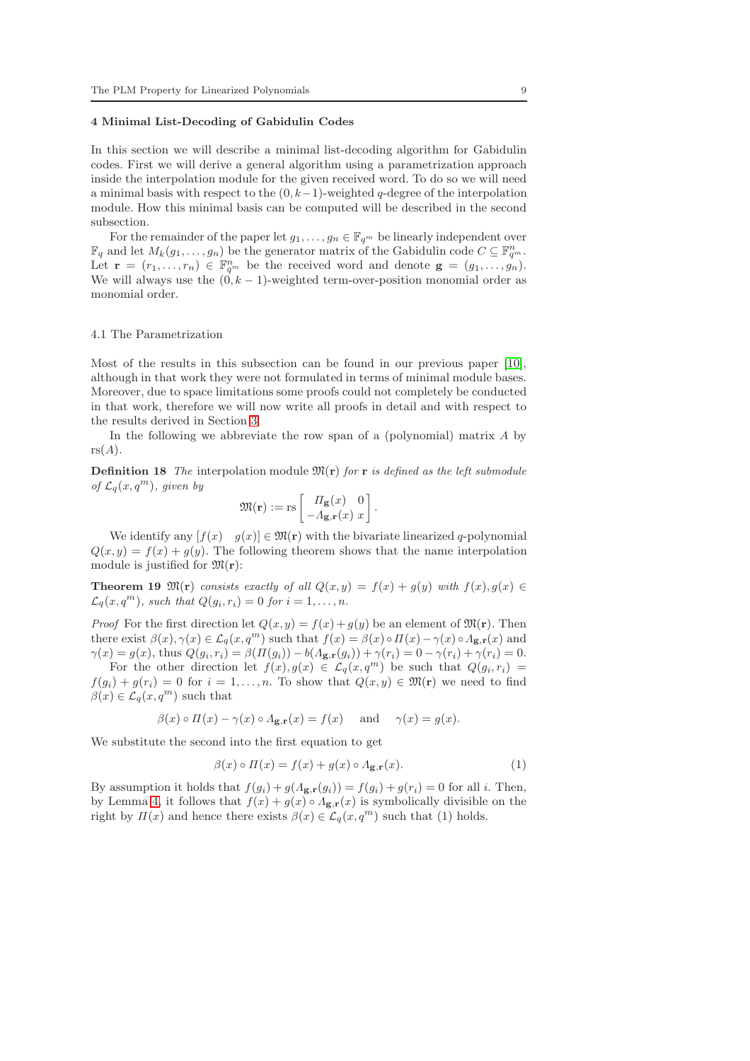## 4 Minimal List-Decoding of Gabidulin Codes

In this section we will describe a minimal list-decoding algorithm for Gabidulin codes. First we will derive a general algorithm using a parametrization approach inside the interpolation module for the given received word. To do so we will need a minimal basis with respect to the $(0, k-1)$-weighted $q$-degree of the interpolation module. How this minimal basis can be computed will be described in the second subsection.

For the remainder of the paper let $g_1, \ldots, g_n \in \mathbb{F}_{q^m}$ be linearly independent over $\mathbb{F}_q$ and let $M_k(g_1, \ldots, g_n)$ be the generator matrix of the Gabidulin code $C \subseteq \mathbb{F}_{q^m}^n$. Let $\mathbf{r} = (r_1, \ldots, r_n) \in \mathbb{F}_{q^m}^n$ be the received word and denote $\mathbf{g} = (g_1, \ldots, g_n)$. We will always use the $(0, k-1)$-weighted term-over-position monomial order as monomial order.

### 4.1 The Parametrization

Most of the results in this subsection can be found in our previous paper [10], although in that work they were not formulated in terms of minimal module bases. Moreover, due to space limitations some proofs could not completely be conducted in that work, therefore we will now write all proofs in detail and with respect to the results derived in Section 3.

In the following we abbreviate the row span of a (polynomial) matrix $A$ by $\mathrm{rs}(A)$.

**Definition 18** *The* interpolation module $\mathfrak{M}(\mathbf{r})$ *for* $\mathbf{r}$ *is defined as the left submodule of* $\mathcal{L}_q(x, q^m)$*, given by*

$$\mathfrak{M}(\mathbf{r}) := \mathrm{rs}\begin{bmatrix} \Pi_{\mathbf{g}}(x) & 0 \\ -\Lambda_{\mathbf{g},\mathbf{r}}(x) & x \end{bmatrix}.$$

We identify any $[f(x) \quad g(x)] \in \mathfrak{M}(\mathbf{r})$ with the bivariate linearized $q$-polynomial $Q(x, y) = f(x) + g(y)$. The following theorem shows that the name interpolation module is justified for $\mathfrak{M}(\mathbf{r})$:

**Theorem 19** $\mathfrak{M}(\mathbf{r})$ *consists exactly of all* $Q(x, y) = f(x) + g(y)$ *with* $f(x), g(x) \in \mathcal{L}_q(x, q^m)$*, such that* $Q(g_i, r_i) = 0$ *for* $i = 1, \ldots, n$.

*Proof* For the first direction let $Q(x, y) = f(x) + g(y)$ be an element of $\mathfrak{M}(\mathbf{r})$. Then there exist $\beta(x), \gamma(x) \in \mathcal{L}_q(x, q^m)$ such that $f(x) = \beta(x) \circ \Pi(x) - \gamma(x) \circ \Lambda_{\mathbf{g},\mathbf{r}}(x)$ and $\gamma(x) = g(x)$, thus $Q(g_i, r_i) = \beta(\Pi(g_i)) - b(\Lambda_{\mathbf{g},\mathbf{r}}(g_i)) + \gamma(r_i) = 0 - \gamma(r_i) + \gamma(r_i) = 0$.

For the other direction let $f(x), g(x) \in \mathcal{L}_q(x, q^m)$ be such that $Q(g_i, r_i) = f(g_i) + g(r_i) = 0$ for $i = 1, \ldots, n$. To show that $Q(x, y) \in \mathfrak{M}(\mathbf{r})$ we need to find $\beta(x) \in \mathcal{L}_q(x, q^m)$ such that

$$\beta(x) \circ \Pi(x) - \gamma(x) \circ \Lambda_{\mathbf{g},\mathbf{r}}(x) = f(x) \quad \text{ and } \quad \gamma(x) = g(x).$$

We substitute the second into the first equation to get

$$\beta(x) \circ \Pi(x) = f(x) + g(x) \circ \Lambda_{\mathbf{g},\mathbf{r}}(x). \tag{1}$$

By assumption it holds that $f(g_i) + g(\Lambda_{\mathbf{g},\mathbf{r}}(g_i)) = f(g_i) + g(r_i) = 0$ for all $i$. Then, by Lemma 4, it follows that $f(x) + g(x) \circ \Lambda_{\mathbf{g},\mathbf{r}}(x)$ is symbolically divisible on the right by $\Pi(x)$ and hence there exists $\beta(x) \in \mathcal{L}_q(x, q^m)$ such that (1) holds.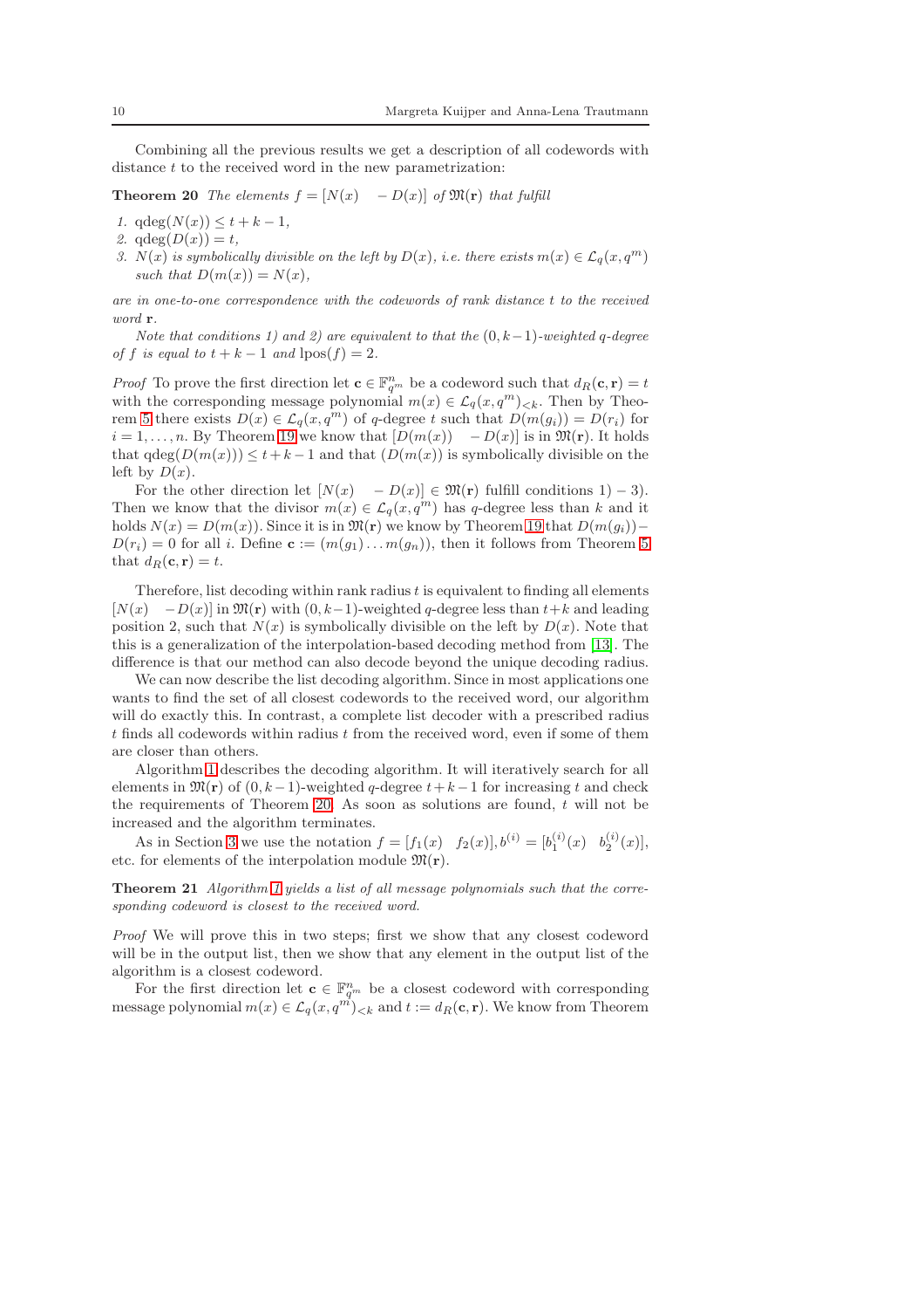Combining all the previous results we get a description of all codewords with distance $t$ to the received word in the new parametrization:

**Theorem 20** *The elements $f = [N(x) \quad -D(x)]$ of $\mathfrak{M}(\mathbf{r})$ that fulfill*

1. $\mathrm{qdeg}(N(x)) \leq t+k-1$,
2. $\mathrm{qdeg}(D(x)) = t$,
3. *$N(x)$ is symbolically divisible on the left by $D(x)$, i.e. there exists $m(x) \in \mathcal{L}_q(x, q^m)$ such that $D(m(x)) = N(x)$,*

*are in one-to-one correspondence with the codewords of rank distance $t$ to the received word $\mathbf{r}$.*

*Note that conditions 1) and 2) are equivalent to that the $(0, k-1)$-weighted $q$-degree of $f$ is equal to $t+k-1$ and $\mathrm{lpos}(f) = 2$.*

*Proof* To prove the first direction let $\mathbf{c} \in \mathbb{F}_{q^m}^n$ be a codeword such that $d_R(\mathbf{c}, \mathbf{r}) = t$ with the corresponding message polynomial $m(x) \in \mathcal{L}_q(x, q^m)_{<k}$. Then by Theorem 5 there exists $D(x) \in \mathcal{L}_q(x, q^m)$ of $q$-degree $t$ such that $D(m(g_i)) = D(r_i)$ for $i = 1, \ldots, n$. By Theorem 19 we know that $[D(m(x)) \quad -D(x)]$ is in $\mathfrak{M}(\mathbf{r})$. It holds that $\mathrm{qdeg}(D(m(x))) \leq t+k-1$ and that $(D(m(x))$ is symbolically divisible on the left by $D(x)$.

For the other direction let $[N(x) \quad -D(x)] \in \mathfrak{M}(\mathbf{r})$ fulfill conditions $1) - 3)$. Then we know that the divisor $m(x) \in \mathcal{L}_q(x, q^m)$ has $q$-degree less than $k$ and it holds $N(x) = D(m(x))$. Since it is in $\mathfrak{M}(\mathbf{r})$ we know by Theorem 19 that $D(m(g_i)) - D(r_i) = 0$ for all $i$. Define $\mathbf{c} := (m(g_1) \ldots m(g_n))$, then it follows from Theorem 5 that $d_R(\mathbf{c}, \mathbf{r}) = t$.

Therefore, list decoding within rank radius $t$ is equivalent to finding all elements $[N(x) \quad -D(x)]$ in $\mathfrak{M}(\mathbf{r})$ with $(0, k-1)$-weighted $q$-degree less than $t+k$ and leading position 2, such that $N(x)$ is symbolically divisible on the left by $D(x)$. Note that this is a generalization of the interpolation-based decoding method from [13]. The difference is that our method can also decode beyond the unique decoding radius.

We can now describe the list decoding algorithm. Since in most applications one wants to find the set of all closest codewords to the received word, our algorithm will do exactly this. In contrast, a complete list decoder with a prescribed radius $t$ finds all codewords within radius $t$ from the received word, even if some of them are closer than others.

Algorithm 1 describes the decoding algorithm. It will iteratively search for all elements in $\mathfrak{M}(\mathbf{r})$ of $(0, k-1)$-weighted $q$-degree $t+k-1$ for increasing $t$ and check the requirements of Theorem 20. As soon as solutions are found, $t$ will not be increased and the algorithm terminates.

As in Section 3 we use the notation $f = [f_1(x) \quad f_2(x)], b^{(i)} = [b_1^{(i)}(x) \quad b_2^{(i)}(x)]$, etc. for elements of the interpolation module $\mathfrak{M}(\mathbf{r})$.

**Theorem 21** *Algorithm 1 yields a list of all message polynomials such that the corresponding codeword is closest to the received word.*

*Proof* We will prove this in two steps; first we show that any closest codeword will be in the output list, then we show that any element in the output list of the algorithm is a closest codeword.

For the first direction let $\mathbf{c} \in \mathbb{F}_{q^m}^n$ be a closest codeword with corresponding message polynomial $m(x) \in \mathcal{L}_q(x, q^m)_{<k}$ and $t := d_R(\mathbf{c}, \mathbf{r})$. We know from Theorem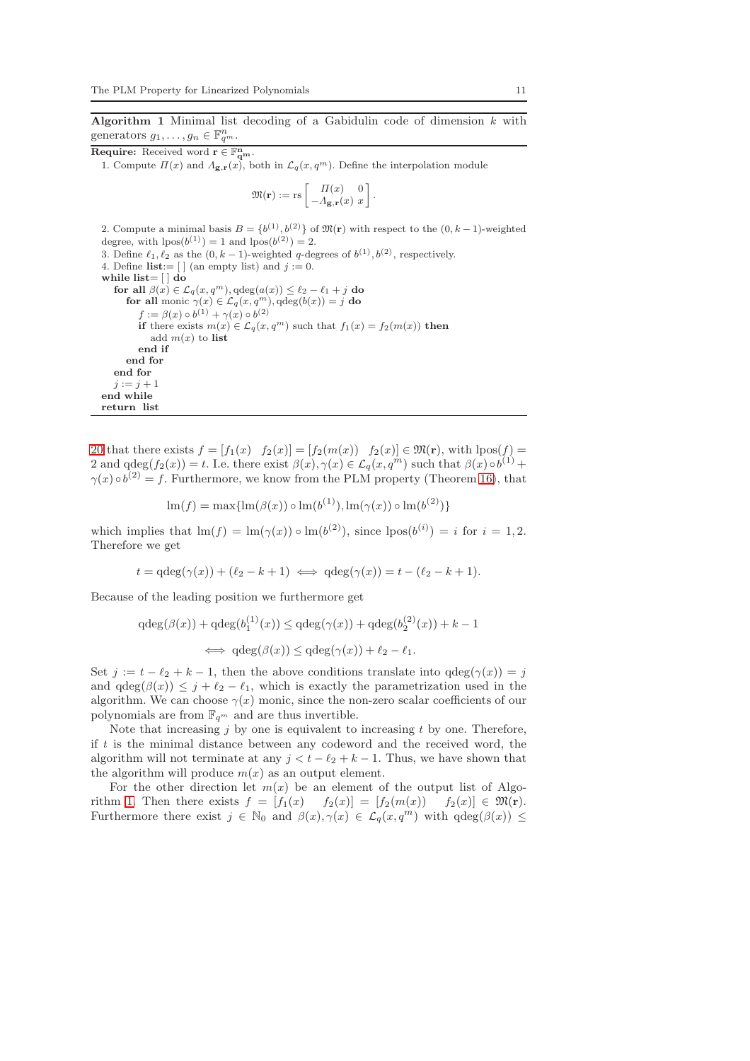**Algorithm 1** Minimal list decoding of a Gabidulin code of dimension $k$ with generators $g_1, \dots, g_n \in \mathbb{F}_{q^m}^n$.

```
Require: Received word r ∈ F_{q^m}^n.
1. Compute Π(x) and Λ_{g,r}(x), both in L_q(x, q^m). Define the interpolation module
       M(r) := rs [ Π(x)        0 ]
                   [ −Λ_{g,r}(x) x ].
2. Compute a minimal basis B = {b^(1), b^(2)} of M(r) with respect to the (0, k−1)-weighted
   degree, with lpos(b^(1)) = 1 and lpos(b^(2)) = 2.
3. Define ℓ_1, ℓ_2 as the (0, k−1)-weighted q-degrees of b^(1), b^(2), respectively.
4. Define list := [ ] (an empty list) and j := 0.
while list= [ ] do
   for all β(x) ∈ L_q(x, q^m), qdeg(a(x)) ≤ ℓ_2 − ℓ_1 + j do
      for all monic γ(x) ∈ L_q(x, q^m), qdeg(b(x)) = j do
         f := β(x) ∘ b^(1) + γ(x) ∘ b^(2)
         if there exists m(x) ∈ L_q(x, q^m) such that f_1(x) = f_2(m(x)) then
            add m(x) to list
         end if
      end for
   end for
   j := j + 1
end while
return list
```

20 that there exists $f = [f_1(x) \quad f_2(x)] = [f_2(m(x)) \quad f_2(x)] \in \mathfrak{M}(\mathbf{r})$, with $\text{lpos}(f) = 2$ and $\text{qdeg}(f_2(x)) = t$. I.e. there exist $\beta(x), \gamma(x) \in \mathcal{L}_q(x, q^m)$ such that $\beta(x) \circ b^{(1)} + \gamma(x) \circ b^{(2)} = f$. Furthermore, we know from the PLM property (Theorem 16), that

$$\text{lm}(f) = \max\{\text{lm}(\beta(x)) \circ \text{lm}(b^{(1)}), \text{lm}(\gamma(x)) \circ \text{lm}(b^{(2)})\}$$

which implies that $\text{lm}(f) = \text{lm}(\gamma(x)) \circ \text{lm}(b^{(2)})$, since $\text{lpos}(b^{(i)}) = i$ for $i = 1, 2$. Therefore we get

$$t = \text{qdeg}(\gamma(x)) + (\ell_2 - k + 1) \iff \text{qdeg}(\gamma(x)) = t - (\ell_2 - k + 1).$$

Because of the leading position we furthermore get

$$\text{qdeg}(\beta(x)) + \text{qdeg}(b_1^{(1)}(x)) \leq \text{qdeg}(\gamma(x)) + \text{qdeg}(b_2^{(2)}(x)) + k - 1$$
$$\iff \text{qdeg}(\beta(x)) \leq \text{qdeg}(\gamma(x)) + \ell_2 - \ell_1.$$

Set $j := t - \ell_2 + k - 1$, then the above conditions translate into $\text{qdeg}(\gamma(x)) = j$ and $\text{qdeg}(\beta(x)) \leq j + \ell_2 - \ell_1$, which is exactly the parametrization used in the algorithm. We can choose $\gamma(x)$ monic, since the non-zero scalar coefficients of our polynomials are from $\mathbb{F}_{q^m}$ and are thus invertible.

Note that increasing $j$ by one is equivalent to increasing $t$ by one. Therefore, if $t$ is the minimal distance between any codeword and the received word, the algorithm will not terminate at any $j < t - \ell_2 + k - 1$. Thus, we have shown that the algorithm will produce $m(x)$ as an output element.

For the other direction let $m(x)$ be an element of the output list of Algorithm 1. Then there exists $f = [f_1(x) \quad f_2(x)] = [f_2(m(x)) \quad f_2(x)] \in \mathfrak{M}(\mathbf{r})$. Furthermore there exist $j \in \mathbb{N}_0$ and $\beta(x), \gamma(x) \in \mathcal{L}_q(x, q^m)$ with $\text{qdeg}(\beta(x)) \leq$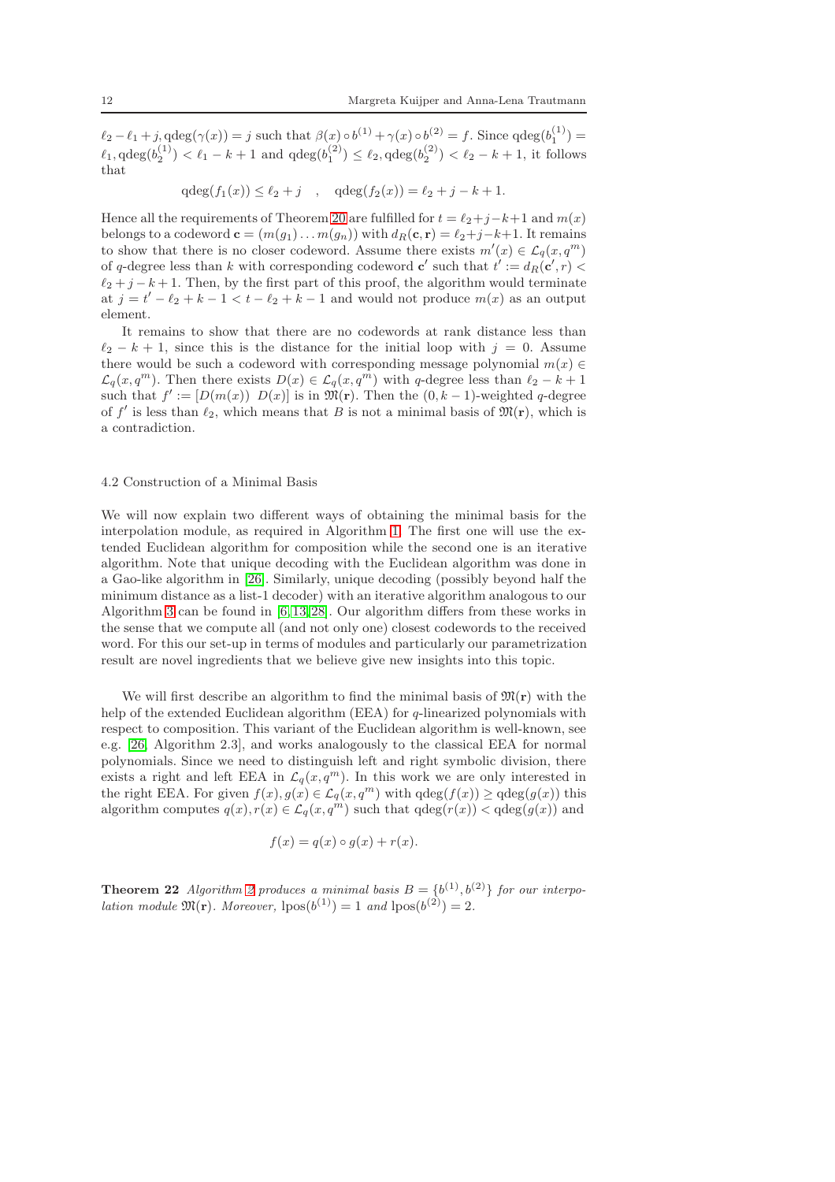$\ell_2 - \ell_1 + j, \text{qdeg}(\gamma(x)) = j$ such that $\beta(x) \circ b^{(1)} + \gamma(x) \circ b^{(2)} = f$. Since $\text{qdeg}(b_1^{(1)}) = \ell_1, \text{qdeg}(b_2^{(1)}) < \ell_1 - k + 1$ and $\text{qdeg}(b_1^{(2)}) \leq \ell_2, \text{qdeg}(b_2^{(2)}) < \ell_2 - k + 1$, it follows that

$$\text{qdeg}(f_1(x)) \leq \ell_2 + j \quad , \quad \text{qdeg}(f_2(x)) = \ell_2 + j - k + 1.$$

Hence all the requirements of Theorem 20 are fulfilled for $t = \ell_2 + j - k + 1$ and $m(x)$ belongs to a codeword $\mathbf{c} = (m(g_1) \dots m(g_n))$ with $d_R(\mathbf{c}, \mathbf{r}) = \ell_2 + j - k + 1$. It remains to show that there is no closer codeword. Assume there exists $m'(x) \in \mathcal{L}_q(x, q^m)$ of $q$-degree less than $k$ with corresponding codeword $\mathbf{c}'$ such that $t' := d_R(\mathbf{c}', r) < \ell_2 + j - k + 1$. Then, by the first part of this proof, the algorithm would terminate at $j = t' - \ell_2 + k - 1 < t - \ell_2 + k - 1$ and would not produce $m(x)$ as an output element.

It remains to show that there are no codewords at rank distance less than $\ell_2 - k + 1$, since this is the distance for the initial loop with $j = 0$. Assume there would be such a codeword with corresponding message polynomial $m(x) \in \mathcal{L}_q(x, q^m)$. Then there exists $D(x) \in \mathcal{L}_q(x, q^m)$ with $q$-degree less than $\ell_2 - k + 1$ such that $f' := [D(m(x)) \;\; D(x)]$ is in $\mathfrak{M}(\mathbf{r})$. Then the $(0, k-1)$-weighted $q$-degree of $f'$ is less than $\ell_2$, which means that $B$ is not a minimal basis of $\mathfrak{M}(\mathbf{r})$, which is a contradiction.

### 4.2 Construction of a Minimal Basis

We will now explain two different ways of obtaining the minimal basis for the interpolation module, as required in Algorithm 1. The first one will use the extended Euclidean algorithm for composition while the second one is an iterative algorithm. Note that unique decoding with the Euclidean algorithm was done in a Gao-like algorithm in [26]. Similarly, unique decoding (possibly beyond half the minimum distance as a list-1 decoder) with an iterative algorithm analogous to our Algorithm 3 can be found in [6,13,28]. Our algorithm differs from these works in the sense that we compute all (and not only one) closest codewords to the received word. For this our set-up in terms of modules and particularly our parametrization result are novel ingredients that we believe give new insights into this topic.

We will first describe an algorithm to find the minimal basis of $\mathfrak{M}(\mathbf{r})$ with the help of the extended Euclidean algorithm (EEA) for $q$-linearized polynomials with respect to composition. This variant of the Euclidean algorithm is well-known, see e.g. [26, Algorithm 2.3], and works analogously to the classical EEA for normal polynomials. Since we need to distinguish left and right symbolic division, there exists a right and left EEA in $\mathcal{L}_q(x, q^m)$. In this work we are only interested in the right EEA. For given $f(x), g(x) \in \mathcal{L}_q(x, q^m)$ with $\text{qdeg}(f(x)) \geq \text{qdeg}(g(x))$ this algorithm computes $q(x), r(x) \in \mathcal{L}_q(x, q^m)$ such that $\text{qdeg}(r(x)) < \text{qdeg}(g(x))$ and

$$f(x) = q(x) \circ g(x) + r(x).$$

**Theorem 22** *Algorithm 2 produces a minimal basis $B = \{b^{(1)}, b^{(2)}\}$ for our interpolation module $\mathfrak{M}(\mathbf{r})$. Moreover, $\text{lpos}(b^{(1)}) = 1$ and $\text{lpos}(b^{(2)}) = 2$.*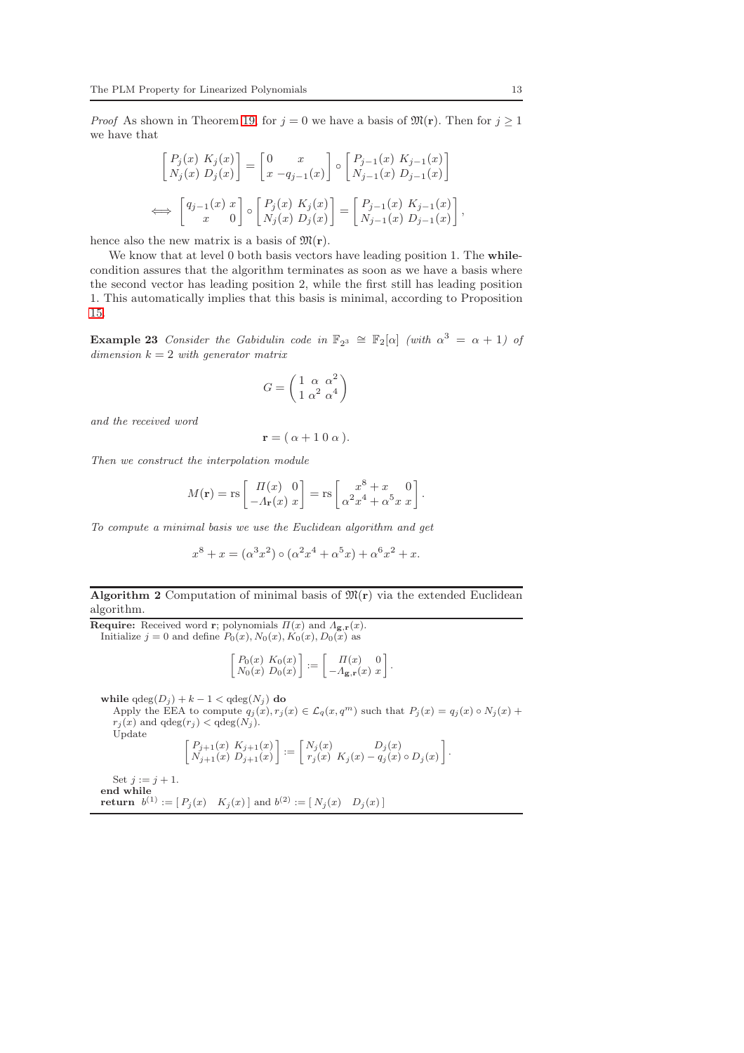*Proof* As shown in Theorem 19, for $j = 0$ we have a basis of $\mathfrak{M}(\mathbf{r})$. Then for $j \geq 1$ we have that

$$\begin{bmatrix} P_j(x) & K_j(x) \\ N_j(x) & D_j(x) \end{bmatrix} = \begin{bmatrix} 0 & x \\ x & -q_{j-1}(x) \end{bmatrix} \circ \begin{bmatrix} P_{j-1}(x) & K_{j-1}(x) \\ N_{j-1}(x) & D_{j-1}(x) \end{bmatrix}$$

$$\iff \begin{bmatrix} q_{j-1}(x) & x \\ x & 0 \end{bmatrix} \circ \begin{bmatrix} P_j(x) & K_j(x) \\ N_j(x) & D_j(x) \end{bmatrix} = \begin{bmatrix} P_{j-1}(x) & K_{j-1}(x) \\ N_{j-1}(x) & D_{j-1}(x) \end{bmatrix},$$

hence also the new matrix is a basis of $\mathfrak{M}(\mathbf{r})$.

We know that at level 0 both basis vectors have leading position 1. The **while**-condition assures that the algorithm terminates as soon as we have a basis where the second vector has leading position 2, while the first still has leading position 1. This automatically implies that this basis is minimal, according to Proposition 15.

**Example 23** *Consider the Gabidulin code in $\mathbb{F}_{2^3} \cong \mathbb{F}_2[\alpha]$ (with $\alpha^3 = \alpha + 1$) of dimension $k = 2$ with generator matrix*

$$G = \begin{pmatrix} 1 & \alpha & \alpha^2 \\ 1 & \alpha^2 & \alpha^4 \end{pmatrix}$$

*and the received word*

$$\mathbf{r} = (\, \alpha + 1 \; 0 \; \alpha \,).$$

*Then we construct the interpolation module*

$$M(\mathbf{r}) = \mathrm{rs} \begin{bmatrix} \Pi(x) & 0 \\ -\Lambda_{\mathbf{r}}(x) & x \end{bmatrix} = \mathrm{rs} \begin{bmatrix} x^8 + x & 0 \\ \alpha^2 x^4 + \alpha^5 x & x \end{bmatrix}.$$

*To compute a minimal basis we use the Euclidean algorithm and get*

$$x^8 + x = (\alpha^3 x^2) \circ (\alpha^2 x^4 + \alpha^5 x) + \alpha^6 x^2 + x.$$

---

**Algorithm 2** Computation of minimal basis of $\mathfrak{M}(\mathbf{r})$ via the extended Euclidean algorithm.

---

**Require:** Received word $\mathbf{r}$; polynomials $\Pi(x)$ and $\Lambda_{\mathbf{g},\mathbf{r}}(x)$.
Initialize $j = 0$ and define $P_0(x), N_0(x), K_0(x), D_0(x)$ as

$$\begin{bmatrix} P_0(x) & K_0(x) \\ N_0(x) & D_0(x) \end{bmatrix} := \begin{bmatrix} \Pi(x) & 0 \\ -\Lambda_{\mathbf{g},\mathbf{r}}(x) & x \end{bmatrix}.$$

**while** $\mathrm{qdeg}(D_j) + k - 1 < \mathrm{qdeg}(N_j)$ **do**
  Apply the EEA to compute $q_j(x), r_j(x) \in \mathcal{L}_q(x, q^m)$ such that $P_j(x) = q_j(x) \circ N_j(x) + r_j(x)$ and $\mathrm{qdeg}(r_j) < \mathrm{qdeg}(N_j)$.
  Update

$$\begin{bmatrix} P_{j+1}(x) & K_{j+1}(x) \\ N_{j+1}(x) & D_{j+1}(x) \end{bmatrix} := \begin{bmatrix} N_j(x) & D_j(x) \\ r_j(x) & K_j(x) - q_j(x) \circ D_j(x) \end{bmatrix}.$$

  Set $j := j + 1$.
**end while**
**return** $b^{(1)} := [\, P_j(x) \quad K_j(x) \,]$ and $b^{(2)} := [\, N_j(x) \quad D_j(x) \,]$

---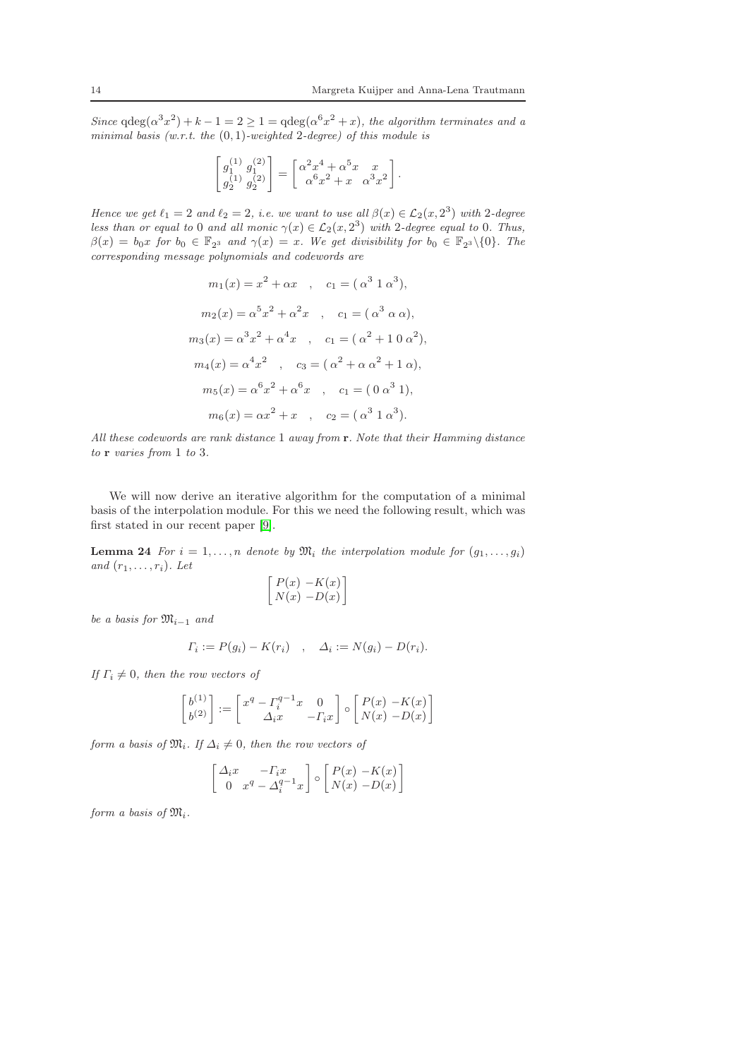*Since* $\text{qdeg}(\alpha^3 x^2) + k - 1 = 2 \geq 1 = \text{qdeg}(\alpha^6 x^2 + x)$*, the algorithm terminates and a minimal basis (w.r.t. the* $(0,1)$*-weighted* $2$*-degree) of this module is*

$$\begin{bmatrix} g_1^{(1)} & g_1^{(2)} \\ g_2^{(1)} & g_2^{(2)} \end{bmatrix} = \begin{bmatrix} \alpha^2 x^4 + \alpha^5 x & x \\ \alpha^6 x^2 + x & \alpha^3 x^2 \end{bmatrix}.$$

*Hence we get* $\ell_1 = 2$ *and* $\ell_2 = 2$*, i.e. we want to use all* $\beta(x) \in \mathcal{L}_2(x, 2^3)$ *with* $2$*-degree less than or equal to* $0$ *and all monic* $\gamma(x) \in \mathcal{L}_2(x, 2^3)$ *with* $2$*-degree equal to* $0$*. Thus,* $\beta(x) = b_0 x$ *for* $b_0 \in \mathbb{F}_{2^3}$ *and* $\gamma(x) = x$*. We get divisibility for* $b_0 \in \mathbb{F}_{2^3} \backslash \{0\}$*. The corresponding message polynomials and codewords are*

$$m_1(x) = x^2 + \alpha x \quad , \quad c_1 = (\,\alpha^3 \; 1 \; \alpha^3),$$

$$m_2(x) = \alpha^5 x^2 + \alpha^2 x \quad , \quad c_1 = (\,\alpha^3 \; \alpha \; \alpha),$$

$$m_3(x) = \alpha^3 x^2 + \alpha^4 x \quad , \quad c_1 = (\,\alpha^2 + 1 \; 0 \; \alpha^2),$$

$$m_4(x) = \alpha^4 x^2 \quad , \quad c_3 = (\,\alpha^2 + \alpha \; \alpha^2 + 1 \; \alpha),$$

$$m_5(x) = \alpha^6 x^2 + \alpha^6 x \quad , \quad c_1 = (\,0 \; \alpha^3 \; 1),$$

$$m_6(x) = \alpha x^2 + x \quad , \quad c_2 = (\,\alpha^3 \; 1 \; \alpha^3).$$

*All these codewords are rank distance* $1$ *away from* $\mathbf{r}$*. Note that their Hamming distance to* $\mathbf{r}$ *varies from* $1$ *to* $3$*.*

We will now derive an iterative algorithm for the computation of a minimal basis of the interpolation module. For this we need the following result, which was first stated in our recent paper [9].

**Lemma 24** *For* $i = 1, \ldots, n$ *denote by* $\mathfrak{M}_i$ *the interpolation module for* $(g_1, \ldots, g_i)$ *and* $(r_1, \ldots, r_i)$*. Let*

$$\begin{bmatrix} P(x) & -K(x) \\ N(x) & -D(x) \end{bmatrix}$$

*be a basis for* $\mathfrak{M}_{i-1}$ *and*

$$\Gamma_i := P(g_i) - K(r_i) \quad , \quad \Delta_i := N(g_i) - D(r_i).$$

*If* $\Gamma_i \neq 0$*, then the row vectors of*

$$\begin{bmatrix} b^{(1)} \\ b^{(2)} \end{bmatrix} := \begin{bmatrix} x^q - \Gamma_i^{q-1} x & 0 \\ \Delta_i x & -\Gamma_i x \end{bmatrix} \circ \begin{bmatrix} P(x) & -K(x) \\ N(x) & -D(x) \end{bmatrix}$$

*form a basis of* $\mathfrak{M}_i$*. If* $\Delta_i \neq 0$*, then the row vectors of*

$$\begin{bmatrix} \Delta_i x & -\Gamma_i x \\ 0 & x^q - \Delta_i^{q-1} x \end{bmatrix} \circ \begin{bmatrix} P(x) & -K(x) \\ N(x) & -D(x) \end{bmatrix}$$

*form a basis of* $\mathfrak{M}_i$*.*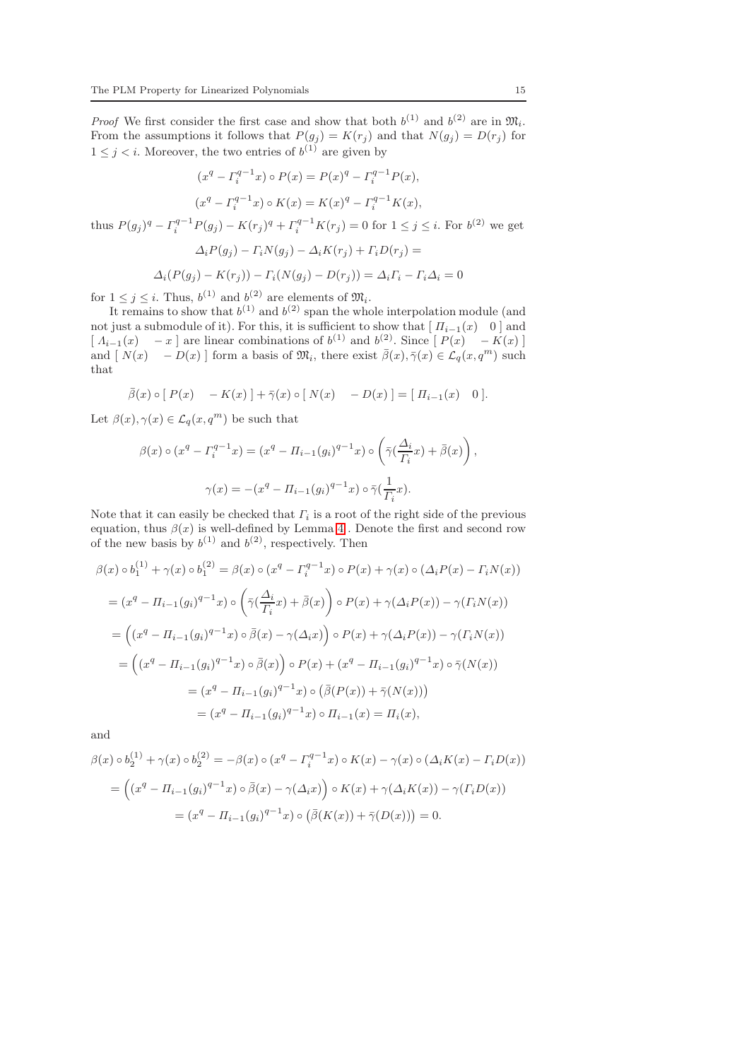*Proof* We first consider the first case and show that both $b^{(1)}$ and $b^{(2)}$ are in $\mathfrak{M}_i$. From the assumptions it follows that $P(g_j) = K(r_j)$ and that $N(g_j) = D(r_j)$ for $1 \leq j < i$. Moreover, the two entries of $b^{(1)}$ are given by

$$(x^q - \Gamma_i^{q-1}x) \circ P(x) = P(x)^q - \Gamma_i^{q-1}P(x),$$

$$(x^q - \Gamma_i^{q-1}x) \circ K(x) = K(x)^q - \Gamma_i^{q-1}K(x),$$

thus $P(g_j)^q - \Gamma_i^{q-1}P(g_j) - K(r_j)^q + \Gamma_i^{q-1}K(r_j) = 0$ for $1 \leq j \leq i$. For $b^{(2)}$ we get

$$\Delta_i P(g_j) - \Gamma_i N(g_j) - \Delta_i K(r_j) + \Gamma_i D(r_j) =$$

$$\Delta_i(P(g_j) - K(r_j)) - \Gamma_i(N(g_j) - D(r_j)) = \Delta_i \Gamma_i - \Gamma_i \Delta_i = 0$$

for $1 \leq j \leq i$. Thus, $b^{(1)}$ and $b^{(2)}$ are elements of $\mathfrak{M}_i$.

It remains to show that $b^{(1)}$ and $b^{(2)}$ span the whole interpolation module (and not just a submodule of it). For this, it is sufficient to show that $[\ \Pi_{i-1}(x) \quad 0\ ]$ and $[\ \Lambda_{i-1}(x) \quad -x\ ]$ are linear combinations of $b^{(1)}$ and $b^{(2)}$. Since $[\ P(x) \quad -K(x)\ ]$ and $[\ N(x) \quad -D(x)\ ]$ form a basis of $\mathfrak{M}_i$, there exist $\bar{\beta}(x), \bar{\gamma}(x) \in \mathcal{L}_q(x, q^m)$ such that

$$\bar{\beta}(x) \circ [\ P(x) \quad -K(x)\ ] + \bar{\gamma}(x) \circ [\ N(x) \quad -D(x)\ ] = [\ \Pi_{i-1}(x) \quad 0\ ].$$

Let $\beta(x), \gamma(x) \in \mathcal{L}_q(x, q^m)$ be such that

$$\beta(x) \circ (x^q - \Gamma_i^{q-1}x) = (x^q - \Pi_{i-1}(g_i)^{q-1}x) \circ \left(\bar{\gamma}(\frac{\Delta_i}{\Gamma_i}x) + \bar{\beta}(x)\right),$$

$$\gamma(x) = -(x^q - \Pi_{i-1}(g_i)^{q-1}x) \circ \bar{\gamma}(\frac{1}{\Gamma_i}x).$$

Note that it can easily be checked that $\Gamma_i$ is a root of the right side of the previous equation, thus $\beta(x)$ is well-defined by Lemma 4. Denote the first and second row of the new basis by $b^{(1)}$ and $b^{(2)}$, respectively. Then

$$\beta(x) \circ b_1^{(1)} + \gamma(x) \circ b_1^{(2)} = \beta(x) \circ (x^q - \Gamma_i^{q-1}x) \circ P(x) + \gamma(x) \circ (\Delta_i P(x) - \Gamma_i N(x))$$

$$= (x^q - \Pi_{i-1}(g_i)^{q-1}x) \circ \left(\bar{\gamma}(\frac{\Delta_i}{\Gamma_i}x) + \bar{\beta}(x)\right) \circ P(x) + \gamma(\Delta_i P(x)) - \gamma(\Gamma_i N(x))$$

$$= \Big((x^q - \Pi_{i-1}(g_i)^{q-1}x) \circ \bar{\beta}(x) - \gamma(\Delta_i x)\Big) \circ P(x) + \gamma(\Delta_i P(x)) - \gamma(\Gamma_i N(x))$$

$$= \Big((x^q - \Pi_{i-1}(g_i)^{q-1}x) \circ \bar{\beta}(x)\Big) \circ P(x) + (x^q - \Pi_{i-1}(g_i)^{q-1}x) \circ \bar{\gamma}(N(x))$$

$$= (x^q - \Pi_{i-1}(g_i)^{q-1}x) \circ \big(\bar{\beta}(P(x)) + \bar{\gamma}(N(x))\big)$$

$$= (x^q - \Pi_{i-1}(g_i)^{q-1}x) \circ \Pi_{i-1}(x) = \Pi_i(x),$$

and

$$\beta(x) \circ b_2^{(1)} + \gamma(x) \circ b_2^{(2)} = -\beta(x) \circ (x^q - \Gamma_i^{q-1}x) \circ K(x) - \gamma(x) \circ (\Delta_i K(x) - \Gamma_i D(x))$$

$$= \Big((x^q - \Pi_{i-1}(g_i)^{q-1}x) \circ \bar{\beta}(x) - \gamma(\Delta_i x)\Big) \circ K(x) + \gamma(\Delta_i K(x)) - \gamma(\Gamma_i D(x))$$

$$= (x^q - \Pi_{i-1}(g_i)^{q-1}x) \circ \big(\bar{\beta}(K(x)) + \bar{\gamma}(D(x))\big) = 0.$$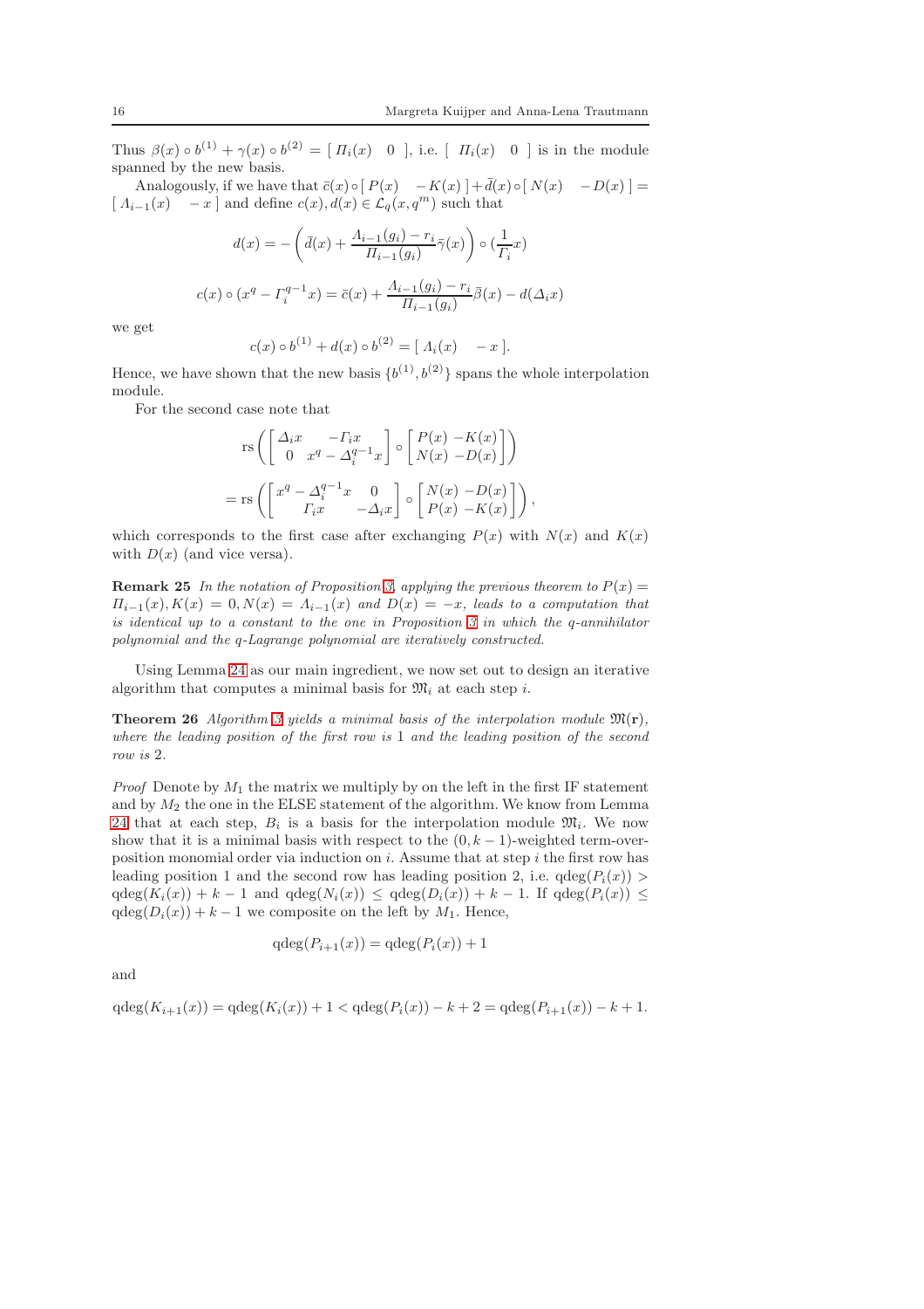Thus $\beta(x) \circ b^{(1)} + \gamma(x) \circ b^{(2)} = [\ \Pi_i(x) \quad 0\ ]$, i.e. $[\ \Pi_i(x) \quad 0\ ]$ is in the module spanned by the new basis.

Analogously, if we have that $\bar{c}(x) \circ [\ P(x) \quad -K(x)\ ] + \bar{d}(x) \circ [\ N(x) \quad -D(x)\ ] = [\ \Lambda_{i-1}(x) \quad -x\ ]$ and define $c(x), d(x) \in \mathcal{L}_q(x, q^m)$ such that

$$d(x) = -\left(\bar{d}(x) + \frac{\Lambda_{i-1}(g_i) - r_i}{\Pi_{i-1}(g_i)} \bar{\gamma}(x)\right) \circ (\frac{1}{\Gamma_i} x)$$

$$c(x) \circ (x^q - \Gamma_i^{q-1} x) = \bar{c}(x) + \frac{\Lambda_{i-1}(g_i) - r_i}{\Pi_{i-1}(g_i)} \bar{\beta}(x) - d(\Delta_i x)$$

we get

$$c(x) \circ b^{(1)} + d(x) \circ b^{(2)} = [\ \Lambda_i(x) \quad -x\ ].$$

Hence, we have shown that the new basis $\{b^{(1)}, b^{(2)}\}$ spans the whole interpolation module.

For the second case note that

$$\mathrm{rs}\left( \begin{bmatrix} \Delta_i x & -\Gamma_i x \\ 0 & x^q - \Delta_i^{q-1} x \end{bmatrix} \circ \begin{bmatrix} P(x) & -K(x) \\ N(x) & -D(x) \end{bmatrix} \right)$$

$$= \mathrm{rs}\left( \begin{bmatrix} x^q - \Delta_i^{q-1} x & 0 \\ \Gamma_i x & -\Delta_i x \end{bmatrix} \circ \begin{bmatrix} N(x) & -D(x) \\ P(x) & -K(x) \end{bmatrix} \right),$$

which corresponds to the first case after exchanging $P(x)$ with $N(x)$ and $K(x)$ with $D(x)$ (and vice versa).

**Remark 25** *In the notation of Proposition 3, applying the previous theorem to $P(x) = \Pi_{i-1}(x), K(x) = 0, N(x) = \Lambda_{i-1}(x)$ and $D(x) = -x$, leads to a computation that is identical up to a constant to the one in Proposition 3 in which the q-annihilator polynomial and the q-Lagrange polynomial are iteratively constructed.*

Using Lemma 24 as our main ingredient, we now set out to design an iterative algorithm that computes a minimal basis for $\mathfrak{M}_i$ at each step $i$.

**Theorem 26** *Algorithm 3 yields a minimal basis of the interpolation module $\mathfrak{M}(\mathbf{r})$, where the leading position of the first row is 1 and the leading position of the second row is 2.*

*Proof* Denote by $M_1$ the matrix we multiply by on the left in the first IF statement and by $M_2$ the one in the ELSE statement of the algorithm. We know from Lemma 24 that at each step, $B_i$ is a basis for the interpolation module $\mathfrak{M}_i$. We now show that it is a minimal basis with respect to the $(0, k-1)$-weighted term-over-position monomial order via induction on $i$. Assume that at step $i$ the first row has leading position 1 and the second row has leading position 2, i.e. $\mathrm{qdeg}(P_i(x)) > \mathrm{qdeg}(K_i(x)) + k - 1$ and $\mathrm{qdeg}(N_i(x)) \leq \mathrm{qdeg}(D_i(x)) + k - 1$. If $\mathrm{qdeg}(P_i(x)) \leq \mathrm{qdeg}(D_i(x)) + k - 1$ we composite on the left by $M_1$. Hence,

$$\mathrm{qdeg}(P_{i+1}(x)) = \mathrm{qdeg}(P_i(x)) + 1$$

and

$$\mathrm{qdeg}(K_{i+1}(x)) = \mathrm{qdeg}(K_i(x)) + 1 < \mathrm{qdeg}(P_i(x)) - k + 2 = \mathrm{qdeg}(P_{i+1}(x)) - k + 1.$$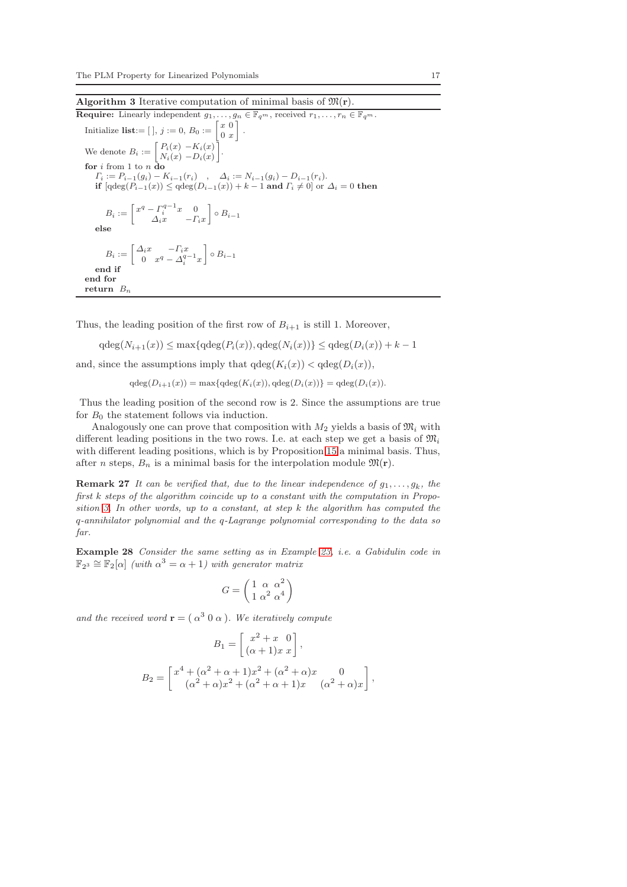**Algorithm 3** Iterative computation of minimal basis of $\mathfrak{M}(\mathbf{r})$.

**Require:** Linearly independent $g_1, \dots, g_n \in \mathbb{F}_{q^m}$, received $r_1, \dots, r_n \in \mathbb{F}_{q^m}$.

Initialize **list**:= [ ], $j := 0$, $B_0 := \begin{bmatrix} x & 0 \\ 0 & x \end{bmatrix}$.

We denote $B_i := \begin{bmatrix} P_i(x) & -K_i(x) \\ N_i(x) & -D_i(x) \end{bmatrix}$.

**for** $i$ from 1 to $n$ **do**

  $\Gamma_i := P_{i-1}(g_i) - K_{i-1}(r_i) \quad , \quad \Delta_i := N_{i-1}(g_i) - D_{i-1}(r_i)$.

  **if** [$\mathrm{qdeg}(P_{i-1}(x)) \leq \mathrm{qdeg}(D_{i-1}(x)) + k - 1$ **and** $\Gamma_i \neq 0$] or $\Delta_i = 0$ **then**

$$B_i := \begin{bmatrix} x^q - \Gamma_i^{q-1} x & 0 \\ \Delta_i x & -\Gamma_i x \end{bmatrix} \circ B_{i-1}$$

  **else**

$$B_i := \begin{bmatrix} \Delta_i x & -\Gamma_i x \\ 0 & x^q - \Delta_i^{q-1} x \end{bmatrix} \circ B_{i-1}$$

  **end if**

**end for**

**return** $B_n$

Thus, the leading position of the first row of $B_{i+1}$ is still 1. Moreover,

$$\mathrm{qdeg}(N_{i+1}(x)) \leq \max\{\mathrm{qdeg}(P_i(x)), \mathrm{qdeg}(N_i(x))\} \leq \mathrm{qdeg}(D_i(x)) + k - 1$$

and, since the assumptions imply that $\mathrm{qdeg}(K_i(x)) < \mathrm{qdeg}(D_i(x))$,

$$\mathrm{qdeg}(D_{i+1}(x)) = \max\{\mathrm{qdeg}(K_i(x)), \mathrm{qdeg}(D_i(x))\} = \mathrm{qdeg}(D_i(x)).$$

Thus the leading position of the second row is 2. Since the assumptions are true for $B_0$ the statement follows via induction.

Analogously one can prove that composition with $M_2$ yields a basis of $\mathfrak{M}_i$ with different leading positions in the two rows. I.e. at each step we get a basis of $\mathfrak{M}_i$ with different leading positions, which is by Proposition 15 a minimal basis. Thus, after $n$ steps, $B_n$ is a minimal basis for the interpolation module $\mathfrak{M}(\mathbf{r})$.

**Remark 27** *It can be verified that, due to the linear independence of $g_1, \dots, g_k$, the first $k$ steps of the algorithm coincide up to a constant with the computation in Proposition 3. In other words, up to a constant, at step $k$ the algorithm has computed the $q$-annihilator polynomial and the $q$-Lagrange polynomial corresponding to the data so far.*

**Example 28** *Consider the same setting as in Example 23, i.e. a Gabidulin code in $\mathbb{F}_{2^3} \cong \mathbb{F}_2[\alpha]$ (with $\alpha^3 = \alpha + 1$) with generator matrix*

$$G = \begin{pmatrix} 1 & \alpha & \alpha^2 \\ 1 & \alpha^2 & \alpha^4 \end{pmatrix}$$

*and the received word $\mathbf{r} = (\ \alpha^3 \ 0 \ \alpha\ )$. We iteratively compute*

$$B_1 = \begin{bmatrix} x^2 + x & 0 \\ (\alpha+1)x & x \end{bmatrix},$$

$$B_2 = \begin{bmatrix} x^4 + (\alpha^2+\alpha+1)x^2 + (\alpha^2+\alpha)x & 0 \\ (\alpha^2+\alpha)x^2 + (\alpha^2+\alpha+1)x & (\alpha^2+\alpha)x \end{bmatrix},$$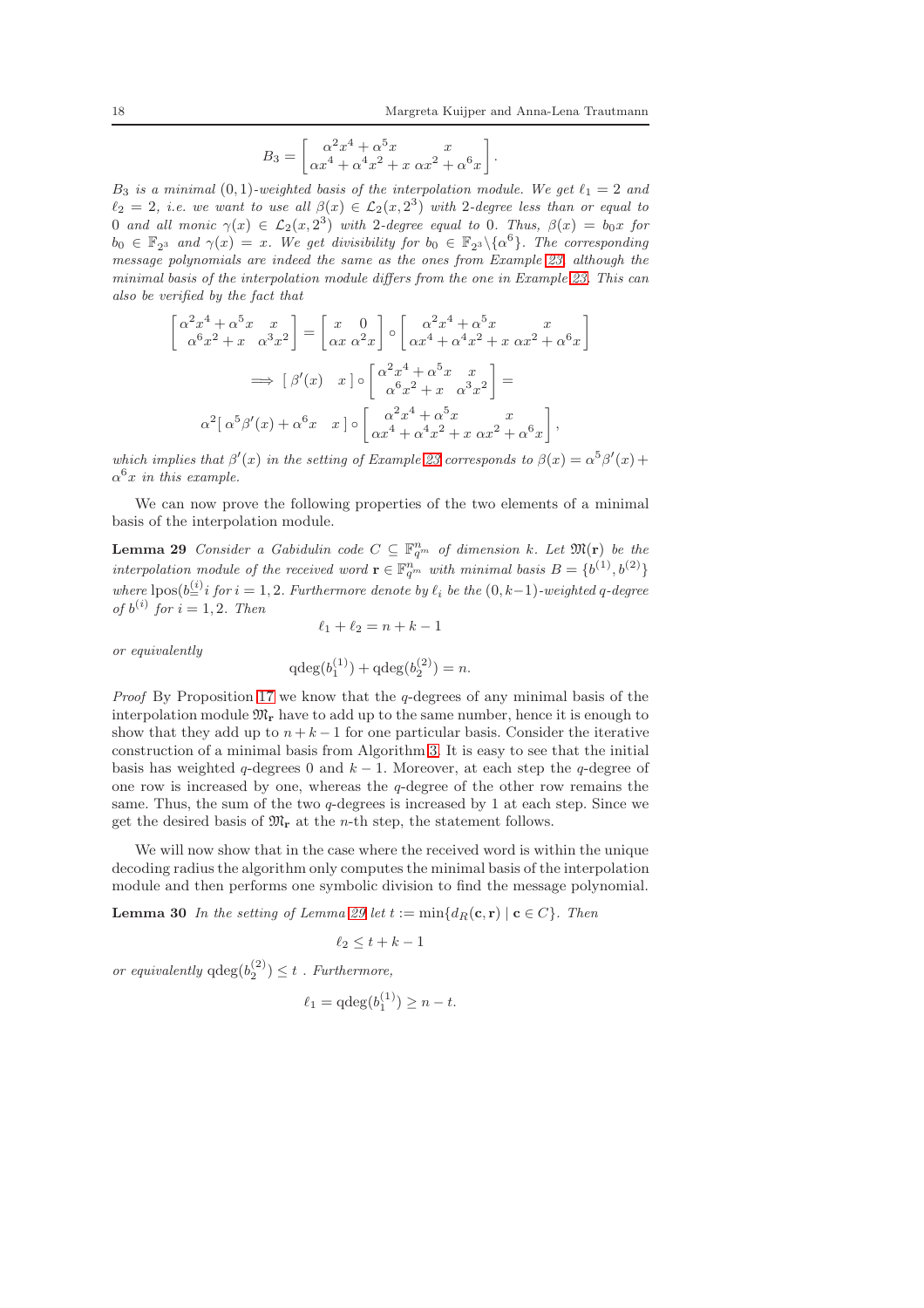$$B_3 = \begin{bmatrix} \alpha^2 x^4 + \alpha^5 x & x \\ \alpha x^4 + \alpha^4 x^2 + x & \alpha x^2 + \alpha^6 x \end{bmatrix}.$$

*$B_3$ is a minimal $(0,1)$-weighted basis of the interpolation module. We get $\ell_1 = 2$ and $\ell_2 = 2$, i.e. we want to use all $\beta(x) \in \mathcal{L}_2(x, 2^3)$ with 2-degree less than or equal to 0 and all monic $\gamma(x) \in \mathcal{L}_2(x, 2^3)$ with 2-degree equal to 0. Thus, $\beta(x) = b_0 x$ for $b_0 \in \mathbb{F}_{2^3}$ and $\gamma(x) = x$. We get divisibility for $b_0 \in \mathbb{F}_{2^3} \backslash \{\alpha^6\}$. The corresponding message polynomials are indeed the same as the ones from Example 23, although the minimal basis of the interpolation module differs from the one in Example 23. This can also be verified by the fact that*

$$\begin{bmatrix} \alpha^2 x^4 + \alpha^5 x & x \\ \alpha^6 x^2 + x & \alpha^3 x^2 \end{bmatrix} = \begin{bmatrix} x & 0 \\ \alpha x & \alpha^2 x \end{bmatrix} \circ \begin{bmatrix} \alpha^2 x^4 + \alpha^5 x & x \\ \alpha x^4 + \alpha^4 x^2 + x & \alpha x^2 + \alpha^6 x \end{bmatrix}$$

$$\implies [\ \beta'(x) \quad x\ ] \circ \begin{bmatrix} \alpha^2 x^4 + \alpha^5 x & x \\ \alpha^6 x^2 + x & \alpha^3 x^2 \end{bmatrix} =$$

$$\alpha^2 [\ \alpha^5 \beta'(x) + \alpha^6 x \quad x\ ] \circ \begin{bmatrix} \alpha^2 x^4 + \alpha^5 x & x \\ \alpha x^4 + \alpha^4 x^2 + x & \alpha x^2 + \alpha^6 x \end{bmatrix},$$

*which implies that $\beta'(x)$ in the setting of Example 23 corresponds to $\beta(x) = \alpha^5 \beta'(x) + \alpha^6 x$ in this example.*

We can now prove the following properties of the two elements of a minimal basis of the interpolation module.

**Lemma 29** *Consider a Gabidulin code $C \subseteq \mathbb{F}_{q^m}^n$ of dimension $k$. Let $\mathfrak{M}(\mathbf{r})$ be the interpolation module of the received word $\mathbf{r} \in \mathbb{F}_{q^m}^n$ with minimal basis $B = \{b^{(1)}, b^{(2)}\}$ where $\mathrm{lpos}(b^{(i)}_{\preceq} i$ for $i = 1, 2$. Furthermore denote by $\ell_i$ be the $(0, k-1)$-weighted $q$-degree of $b^{(i)}$ for $i = 1, 2$. Then*

$$\ell_1 + \ell_2 = n + k - 1$$

*or equivalently*

$$\mathrm{qdeg}(b_1^{(1)}) + \mathrm{qdeg}(b_2^{(2)}) = n.$$

*Proof* By Proposition 17 we know that the $q$-degrees of any minimal basis of the interpolation module $\mathfrak{M}_\mathbf{r}$ have to add up to the same number, hence it is enough to show that they add up to $n + k - 1$ for one particular basis. Consider the iterative construction of a minimal basis from Algorithm 3. It is easy to see that the initial basis has weighted $q$-degrees 0 and $k - 1$. Moreover, at each step the $q$-degree of one row is increased by one, whereas the $q$-degree of the other row remains the same. Thus, the sum of the two $q$-degrees is increased by 1 at each step. Since we get the desired basis of $\mathfrak{M}_\mathbf{r}$ at the $n$-th step, the statement follows.

We will now show that in the case where the received word is within the unique decoding radius the algorithm only computes the minimal basis of the interpolation module and then performs one symbolic division to find the message polynomial.

**Lemma 30** *In the setting of Lemma 29 let $t := \min\{d_R(\mathbf{c}, \mathbf{r}) \mid \mathbf{c} \in C\}$. Then*

$$\ell_2 \leq t + k - 1$$

*or equivalently $\mathrm{qdeg}(b_2^{(2)}) \leq t$ . Furthermore,*

$$\ell_1 = \mathrm{qdeg}(b_1^{(1)}) \geq n - t.$$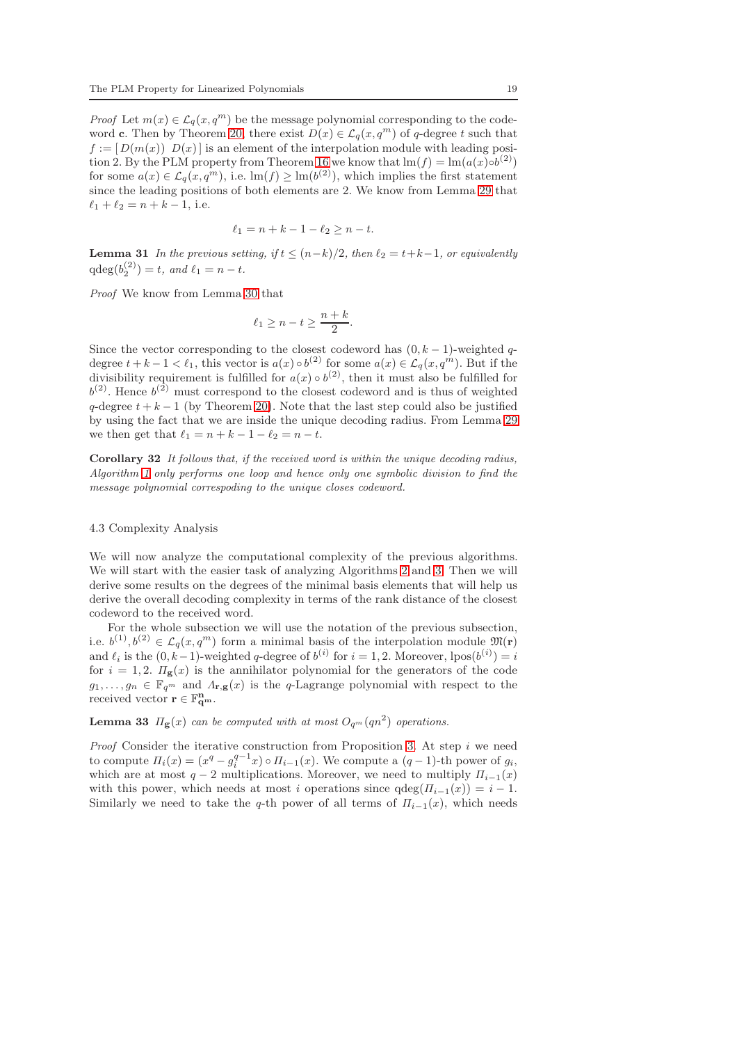*Proof* Let $m(x) \in \mathcal{L}_q(x, q^m)$ be the message polynomial corresponding to the codeword $\mathbf{c}$. Then by Theorem 20, there exist $D(x) \in \mathcal{L}_q(x, q^m)$ of $q$-degree $t$ such that $f := [\, D(m(x)) \;\; D(x)\,]$ is an element of the interpolation module with leading position 2. By the PLM property from Theorem 16 we know that $\operatorname{lm}(f) = \operatorname{lm}(a(x) \circ b^{(2)})$ for some $a(x) \in \mathcal{L}_q(x, q^m)$, i.e. $\operatorname{lm}(f) \geq \operatorname{lm}(b^{(2)})$, which implies the first statement since the leading positions of both elements are 2. We know from Lemma 29 that $\ell_1 + \ell_2 = n + k - 1$, i.e.

$$\ell_1 = n + k - 1 - \ell_2 \geq n - t.$$

**Lemma 31** *In the previous setting, if $t \leq (n-k)/2$, then $\ell_2 = t+k-1$, or equivalently $\operatorname{qdeg}(b_2^{(2)}) = t$, and $\ell_1 = n - t$.*

*Proof* We know from Lemma 30 that

$$\ell_1 \geq n - t \geq \frac{n+k}{2}.$$

Since the vector corresponding to the closest codeword has $(0, k-1)$-weighted $q$-degree $t + k - 1 < \ell_1$, this vector is $a(x) \circ b^{(2)}$ for some $a(x) \in \mathcal{L}_q(x, q^m)$. But if the divisibility requirement is fulfilled for $a(x) \circ b^{(2)}$, then it must also be fulfilled for $b^{(2)}$. Hence $b^{(2)}$ must correspond to the closest codeword and is thus of weighted $q$-degree $t + k - 1$ (by Theorem 20). Note that the last step could also be justified by using the fact that we are inside the unique decoding radius. From Lemma 29 we then get that $\ell_1 = n + k - 1 - \ell_2 = n - t$.

**Corollary 32** *It follows that, if the received word is within the unique decoding radius, Algorithm 1 only performs one loop and hence only one symbolic division to find the message polynomial correspoding to the unique closes codeword.*

### 4.3 Complexity Analysis

We will now analyze the computational complexity of the previous algorithms. We will start with the easier task of analyzing Algorithms 2 and 3. Then we will derive some results on the degrees of the minimal basis elements that will help us derive the overall decoding complexity in terms of the rank distance of the closest codeword to the received word.

For the whole subsection we will use the notation of the previous subsection, i.e. $b^{(1)}, b^{(2)} \in \mathcal{L}_q(x, q^m)$ form a minimal basis of the interpolation module $\mathfrak{M}(\mathbf{r})$ and $\ell_i$ is the $(0, k-1)$-weighted $q$-degree of $b^{(i)}$ for $i = 1, 2$. Moreover, $\operatorname{lpos}(b^{(i)}) = i$ for $i = 1, 2$. $\Pi_{\mathbf{g}}(x)$ is the annihilator polynomial for the generators of the code $g_1, \ldots, g_n \in \mathbb{F}_{q^m}$ and $\Lambda_{\mathbf{r},\mathbf{g}}(x)$ is the $q$-Lagrange polynomial with respect to the received vector $\mathbf{r} \in \mathbb{F}_{\mathbf{q^m}}^{\mathbf{n}}$.

**Lemma 33** *$\Pi_{\mathbf{g}}(x)$ can be computed with at most $O_{q^m}(qn^2)$ operations.*

*Proof* Consider the iterative construction from Proposition 3. At step $i$ we need to compute $\Pi_i(x) = (x^q - g_i^{q-1} x) \circ \Pi_{i-1}(x)$. We compute a $(q-1)$-th power of $g_i$, which are at most $q - 2$ multiplications. Moreover, we need to multiply $\Pi_{i-1}(x)$ with this power, which needs at most $i$ operations since $\operatorname{qdeg}(\Pi_{i-1}(x)) = i - 1$. Similarly we need to take the $q$-th power of all terms of $\Pi_{i-1}(x)$, which needs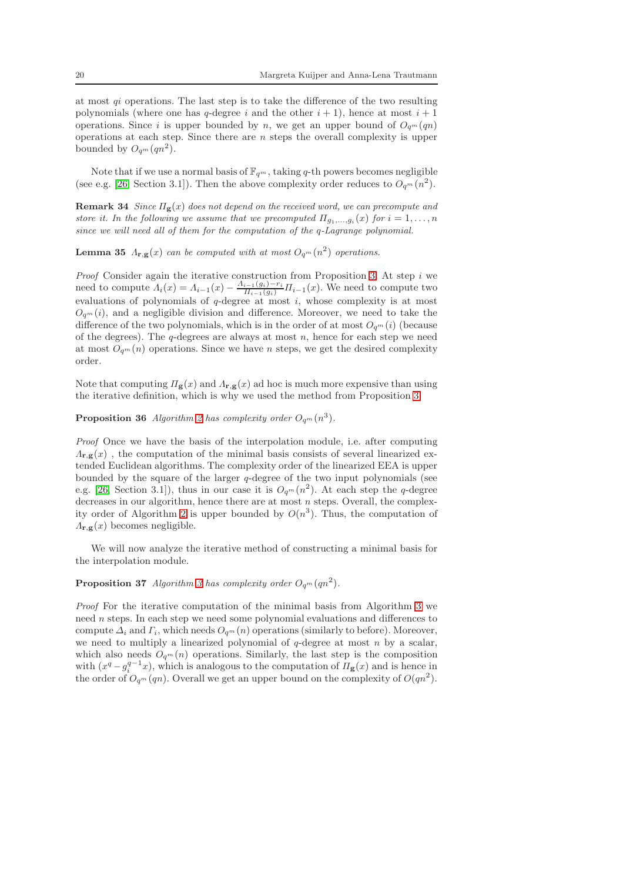at most $qi$ operations. The last step is to take the difference of the two resulting polynomials (where one has $q$-degree $i$ and the other $i+1$), hence at most $i+1$ operations. Since $i$ is upper bounded by $n$, we get an upper bound of $O_{q^m}(qn)$ operations at each step. Since there are $n$ steps the overall complexity is upper bounded by $O_{q^m}(qn^2)$.

Note that if we use a normal basis of $\mathbb{F}_{q^m}$, taking $q$-th powers becomes negligible (see e.g. [26, Section 3.1]). Then the above complexity order reduces to $O_{q^m}(n^2)$.

**Remark 34** *Since $\Pi_{\mathbf{g}}(x)$ does not depend on the received word, we can precompute and store it. In the following we assume that we precomputed $\Pi_{g_1,\dots,g_i}(x)$ for $i = 1,\dots,n$ since we will need all of them for the computation of the $q$-Lagrange polynomial.*

**Lemma 35** *$\Lambda_{\mathbf{r},\mathbf{g}}(x)$ can be computed with at most $O_{q^m}(n^2)$ operations.*

*Proof* Consider again the iterative construction from Proposition 3. At step $i$ we need to compute $\Lambda_i(x) = \Lambda_{i-1}(x) - \frac{\Lambda_{i-1}(g_i)-r_i}{\Pi_{i-1}(g_i)}\Pi_{i-1}(x)$. We need to compute two evaluations of polynomials of $q$-degree at most $i$, whose complexity is at most $O_{q^m}(i)$, and a negligible division and difference. Moreover, we need to take the difference of the two polynomials, which is in the order of at most $O_{q^m}(i)$ (because of the degrees). The $q$-degrees are always at most $n$, hence for each step we need at most $O_{q^m}(n)$ operations. Since we have $n$ steps, we get the desired complexity order.

Note that computing $\Pi_{\mathbf{g}}(x)$ and $\Lambda_{\mathbf{r},\mathbf{g}}(x)$ ad hoc is much more expensive than using the iterative definition, which is why we used the method from Proposition 3.

**Proposition 36** *Algorithm 2 has complexity order $O_{q^m}(n^3)$.*

*Proof* Once we have the basis of the interpolation module, i.e. after computing $\Lambda_{\mathbf{r},\mathbf{g}}(x)$ , the computation of the minimal basis consists of several linearized extended Euclidean algorithms. The complexity order of the linearized EEA is upper bounded by the square of the larger $q$-degree of the two input polynomials (see e.g. [26, Section 3.1]), thus in our case it is $O_{q^m}(n^2)$. At each step the $q$-degree decreases in our algorithm, hence there are at most $n$ steps. Overall, the complexity order of Algorithm 2 is upper bounded by $O(n^3)$. Thus, the computation of $\Lambda_{\mathbf{r},\mathbf{g}}(x)$ becomes negligible.

We will now analyze the iterative method of constructing a minimal basis for the interpolation module.

**Proposition 37** *Algorithm 3 has complexity order $O_{q^m}(qn^2)$.*

*Proof* For the iterative computation of the minimal basis from Algorithm 3 we need $n$ steps. In each step we need some polynomial evaluations and differences to compute $\Delta_i$ and $\Gamma_i$, which needs $O_{q^m}(n)$ operations (similarly to before). Moreover, we need to multiply a linearized polynomial of $q$-degree at most $n$ by a scalar, which also needs $O_{q^m}(n)$ operations. Similarly, the last step is the composition with $(x^q - g_i^{q-1}x)$, which is analogous to the computation of $\Pi_{\mathbf{g}}(x)$ and is hence in the order of $O_{q^m}(qn)$. Overall we get an upper bound on the complexity of $O(qn^2)$.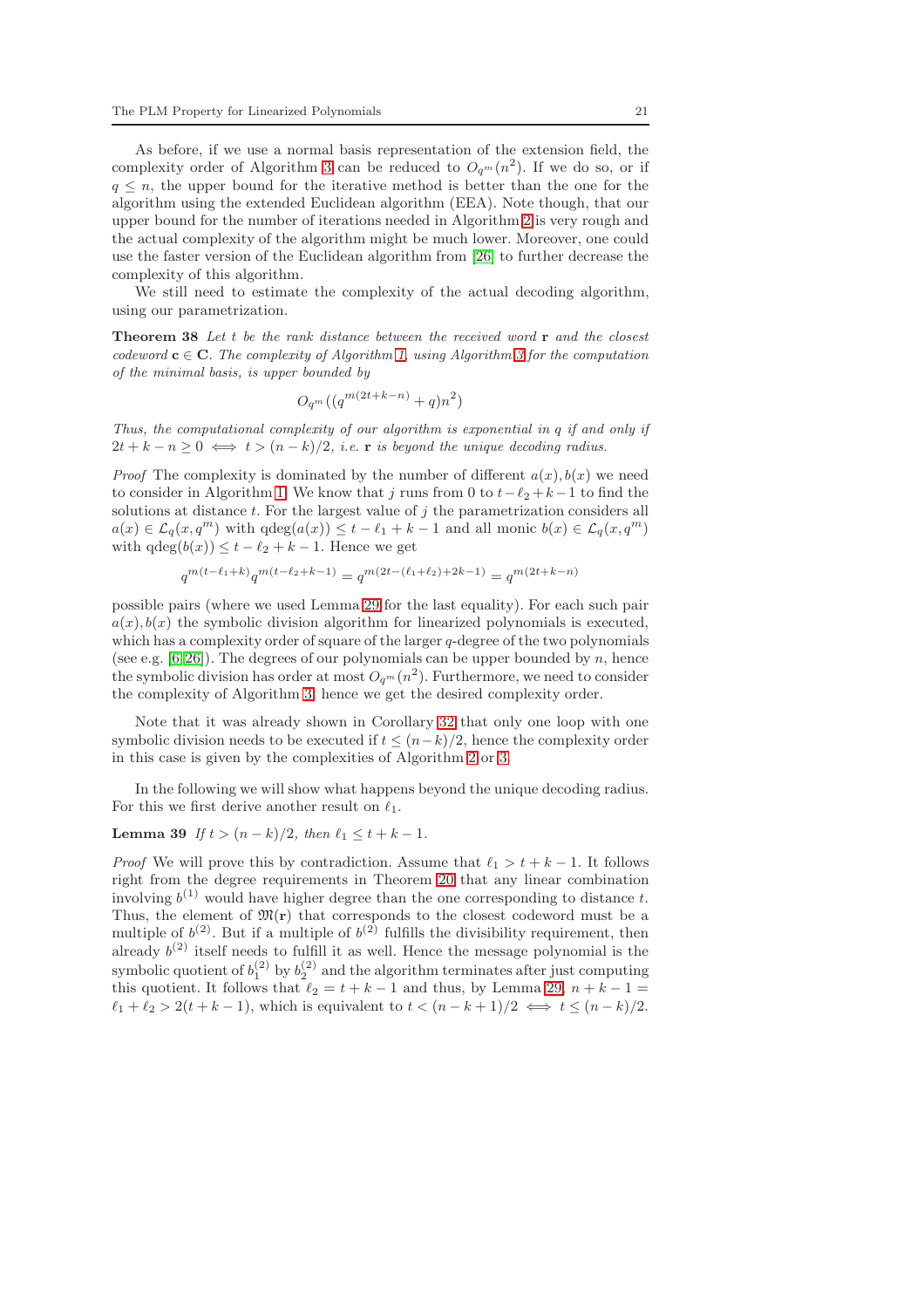As before, if we use a normal basis representation of the extension field, the complexity order of Algorithm 3 can be reduced to $O_{q^m}(n^2)$. If we do so, or if $q \leq n$, the upper bound for the iterative method is better than the one for the algorithm using the extended Euclidean algorithm (EEA). Note though, that our upper bound for the number of iterations needed in Algorithm 2 is very rough and the actual complexity of the algorithm might be much lower. Moreover, one could use the faster version of the Euclidean algorithm from [26] to further decrease the complexity of this algorithm.

We still need to estimate the complexity of the actual decoding algorithm, using our parametrization.

**Theorem 38** *Let $t$ be the rank distance between the received word $\mathbf{r}$ and the closest codeword $\mathbf{c} \in \mathbf{C}$. The complexity of Algorithm 1, using Algorithm 3 for the computation of the minimal basis, is upper bounded by*

$$O_{q^m}((q^{m(2t+k-n)} + q)n^2)$$

*Thus, the computational complexity of our algorithm is exponential in $q$ if and only if $2t + k - n \geq 0 \iff t > (n-k)/2$, i.e. $\mathbf{r}$ is beyond the unique decoding radius.*

*Proof* The complexity is dominated by the number of different $a(x), b(x)$ we need to consider in Algorithm 1. We know that $j$ runs from 0 to $t - \ell_2 + k - 1$ to find the solutions at distance $t$. For the largest value of $j$ the parametrization considers all $a(x) \in \mathcal{L}_q(x, q^m)$ with $\text{qdeg}(a(x)) \leq t - \ell_1 + k - 1$ and all monic $b(x) \in \mathcal{L}_q(x, q^m)$ with $\text{qdeg}(b(x)) \leq t - \ell_2 + k - 1$. Hence we get

$$q^{m(t-\ell_1+k)} q^{m(t-\ell_2+k-1)} = q^{m(2t-(\ell_1+\ell_2)+2k-1)} = q^{m(2t+k-n)}$$

possible pairs (where we used Lemma 29 for the last equality). For each such pair $a(x), b(x)$ the symbolic division algorithm for linearized polynomials is executed, which has a complexity order of square of the larger $q$-degree of the two polynomials (see e.g. [6,26]). The degrees of our polynomials can be upper bounded by $n$, hence the symbolic division has order at most $O_{q^m}(n^2)$. Furthermore, we need to consider the complexity of Algorithm 3, hence we get the desired complexity order.

Note that it was already shown in Corollary 32 that only one loop with one symbolic division needs to be executed if $t \leq (n-k)/2$, hence the complexity order in this case is given by the complexities of Algorithm 2 or 3.

In the following we will show what happens beyond the unique decoding radius. For this we first derive another result on $\ell_1$.

**Lemma 39** *If $t > (n-k)/2$, then $\ell_1 \leq t + k - 1$.*

*Proof* We will prove this by contradiction. Assume that $\ell_1 > t + k - 1$. It follows right from the degree requirements in Theorem 20 that any linear combination involving $b^{(1)}$ would have higher degree than the one corresponding to distance $t$. Thus, the element of $\mathfrak{M}(\mathbf{r})$ that corresponds to the closest codeword must be a multiple of $b^{(2)}$. But if a multiple of $b^{(2)}$ fulfills the divisibility requirement, then already $b^{(2)}$ itself needs to fulfill it as well. Hence the message polynomial is the symbolic quotient of $b_1^{(2)}$ by $b_2^{(2)}$ and the algorithm terminates after just computing this quotient. It follows that $\ell_2 = t + k - 1$ and thus, by Lemma 29, $n + k - 1 = \ell_1 + \ell_2 > 2(t + k - 1)$, which is equivalent to $t < (n - k + 1)/2 \iff t \leq (n-k)/2$.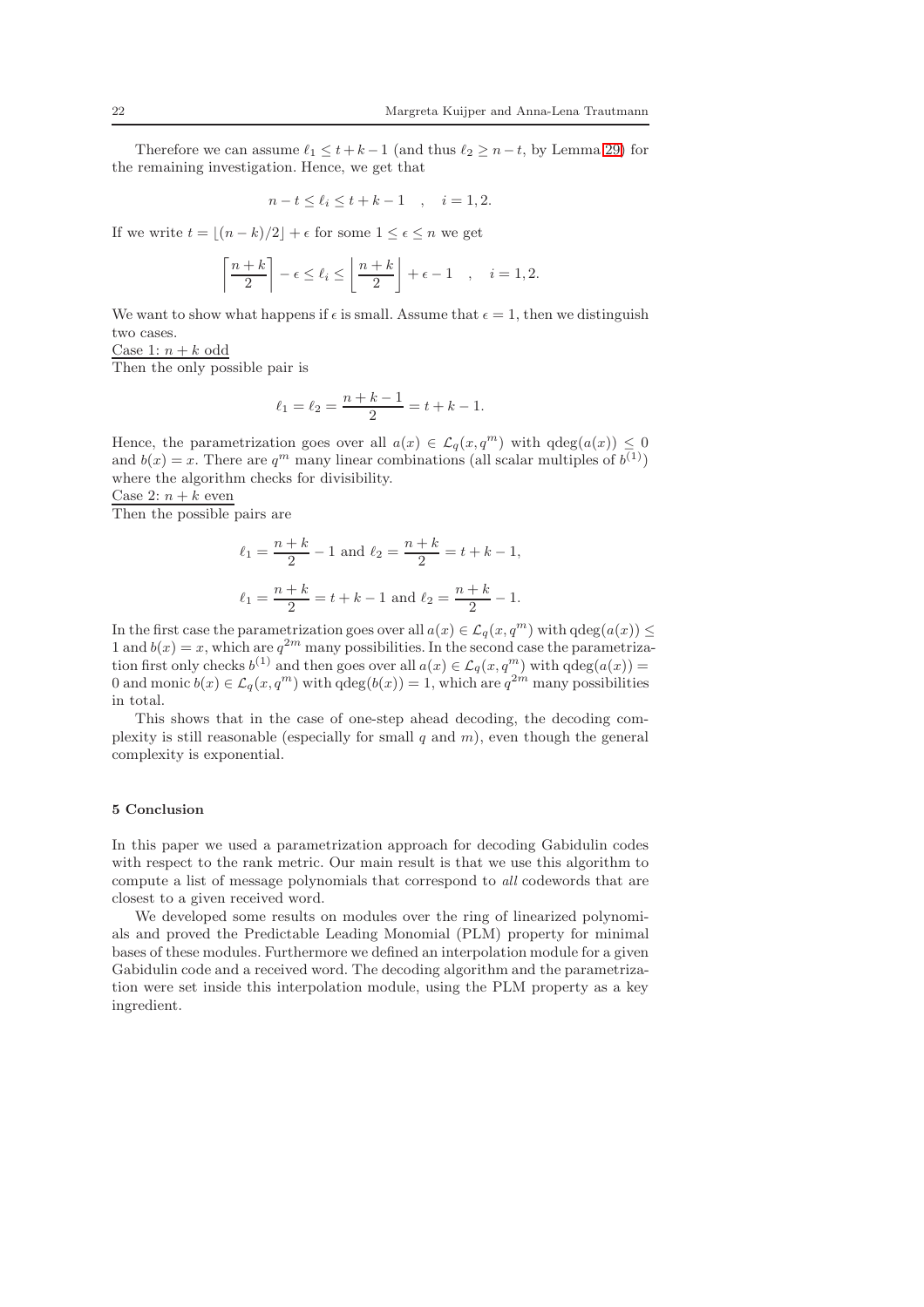Therefore we can assume $\ell_1 \leq t+k-1$ (and thus $\ell_2 \geq n-t$, by Lemma 29) for the remaining investigation. Hence, we get that

$$n-t \leq \ell_i \leq t+k-1 \quad , \quad i=1,2.$$

If we write $t = \lfloor (n-k)/2 \rfloor + \epsilon$ for some $1 \leq \epsilon \leq n$ we get

$$\left\lceil \frac{n+k}{2} \right\rceil - \epsilon \leq \ell_i \leq \left\lfloor \frac{n+k}{2} \right\rfloor + \epsilon - 1 \quad , \quad i=1,2.$$

We want to show what happens if $\epsilon$ is small. Assume that $\epsilon = 1$, then we distinguish two cases.

Case 1: $n+k$ odd

Then the only possible pair is

$$\ell_1 = \ell_2 = \frac{n+k-1}{2} = t+k-1.$$

Hence, the parametrization goes over all $a(x) \in \mathcal{L}_q(x, q^m)$ with $\mathrm{qdeg}(a(x)) \leq 0$ and $b(x) = x$. There are $q^m$ many linear combinations (all scalar multiples of $b^{(1)}$) where the algorithm checks for divisibility.

Case 2: $n+k$ even

Then the possible pairs are

$$\ell_1 = \frac{n+k}{2} - 1 \text{ and } \ell_2 = \frac{n+k}{2} = t+k-1,$$

$$\ell_1 = \frac{n+k}{2} = t+k-1 \text{ and } \ell_2 = \frac{n+k}{2} - 1.$$

In the first case the parametrization goes over all $a(x) \in \mathcal{L}_q(x, q^m)$ with $\mathrm{qdeg}(a(x)) \leq 1$ and $b(x) = x$, which are $q^{2m}$ many possibilities. In the second case the parametrization first only checks $b^{(1)}$ and then goes over all $a(x) \in \mathcal{L}_q(x, q^m)$ with $\mathrm{qdeg}(a(x)) = 0$ and monic $b(x) \in \mathcal{L}_q(x, q^m)$ with $\mathrm{qdeg}(b(x)) = 1$, which are $q^{2m}$ many possibilities in total.

This shows that in the case of one-step ahead decoding, the decoding complexity is still reasonable (especially for small $q$ and $m$), even though the general complexity is exponential.

## 5 Conclusion

In this paper we used a parametrization approach for decoding Gabidulin codes with respect to the rank metric. Our main result is that we use this algorithm to compute a list of message polynomials that correspond to *all* codewords that are closest to a given received word.

We developed some results on modules over the ring of linearized polynomials and proved the Predictable Leading Monomial (PLM) property for minimal bases of these modules. Furthermore we defined an interpolation module for a given Gabidulin code and a received word. The decoding algorithm and the parametrization were set inside this interpolation module, using the PLM property as a key ingredient.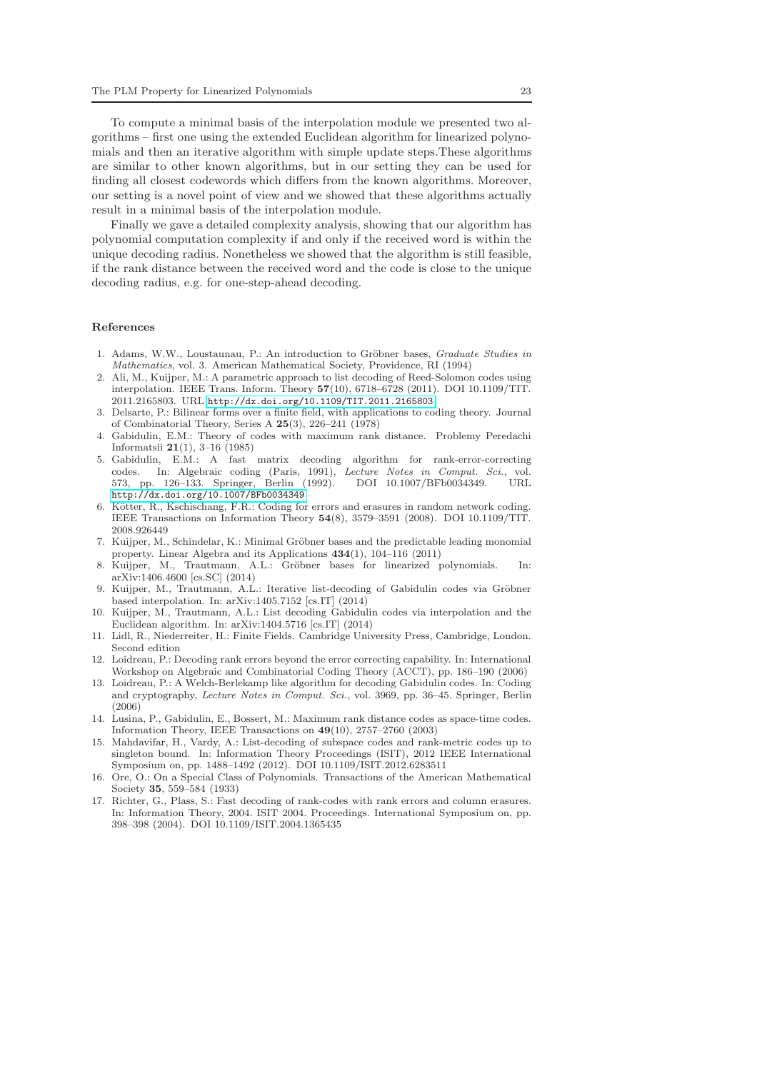To compute a minimal basis of the interpolation module we presented two algorithms – first one using the extended Euclidean algorithm for linearized polynomials and then an iterative algorithm with simple update steps.These algorithms are similar to other known algorithms, but in our setting they can be used for finding all closest codewords which differs from the known algorithms. Moreover, our setting is a novel point of view and we showed that these algorithms actually result in a minimal basis of the interpolation module.

Finally we gave a detailed complexity analysis, showing that our algorithm has polynomial computation complexity if and only if the received word is within the unique decoding radius. Nonetheless we showed that the algorithm is still feasible, if the rank distance between the received word and the code is close to the unique decoding radius, e.g. for one-step-ahead decoding.

## References

1. Adams, W.W., Loustaunau, P.: An introduction to Gröbner bases, *Graduate Studies in Mathematics*, vol. 3. American Mathematical Society, Providence, RI (1994)
2. Ali, M., Kuijper, M.: A parametric approach to list decoding of Reed-Solomon codes using interpolation. IEEE Trans. Inform. Theory **57**(10), 6718–6728 (2011). DOI 10.1109/TIT.2011.2165803. URL http://dx.doi.org/10.1109/TIT.2011.2165803
3. Delsarte, P.: Bilinear forms over a finite field, with applications to coding theory. Journal of Combinatorial Theory, Series A **25**(3), 226–241 (1978)
4. Gabidulin, E.M.: Theory of codes with maximum rank distance. Problemy Peredachi Informatsii **21**(1), 3–16 (1985)
5. Gabidulin, E.M.: A fast matrix decoding algorithm for rank-error-correcting codes. In: Algebraic coding (Paris, 1991), *Lecture Notes in Comput. Sci.*, vol. 573, pp. 126–133. Springer, Berlin (1992). DOI 10.1007/BFb0034349. URL http://dx.doi.org/10.1007/BFb0034349
6. Kötter, R., Kschischang, F.R.: Coding for errors and erasures in random network coding. IEEE Transactions on Information Theory **54**(8), 3579–3591 (2008). DOI 10.1109/TIT.2008.926449
7. Kuijper, M., Schindelar, K.: Minimal Gröbner bases and the predictable leading monomial property. Linear Algebra and its Applications **434**(1), 104–116 (2011)
8. Kuijper, M., Trautmann, A.L.: Gröbner bases for linearized polynomials. In: arXiv:1406.4600 [cs.SC] (2014)
9. Kuijper, M., Trautmann, A.L.: Iterative list-decoding of Gabidulin codes via Gröbner based interpolation. In: arXiv:1405.7152 [cs.IT] (2014)
10. Kuijper, M., Trautmann, A.L.: List decoding Gabidulin codes via interpolation and the Euclidean algorithm. In: arXiv:1404.5716 [cs.IT] (2014)
11. Lidl, R., Niederreiter, H.: Finite Fields. Cambridge University Press, Cambridge, London. Second edition
12. Loidreau, P.: Decoding rank errors beyond the error correcting capability. In: International Workshop on Algebraic and Combinatorial Coding Theory (ACCT), pp. 186–190 (2006)
13. Loidreau, P.: A Welch-Berlekamp like algorithm for decoding Gabidulin codes. In: Coding and cryptography, *Lecture Notes in Comput. Sci.*, vol. 3969, pp. 36–45. Springer, Berlin (2006)
14. Lusina, P., Gabidulin, E., Bossert, M.: Maximum rank distance codes as space-time codes. Information Theory, IEEE Transactions on **49**(10), 2757–2760 (2003)
15. Mahdavifar, H., Vardy, A.: List-decoding of subspace codes and rank-metric codes up to singleton bound. In: Information Theory Proceedings (ISIT), 2012 IEEE International Symposium on, pp. 1488–1492 (2012). DOI 10.1109/ISIT.2012.6283511
16. Ore, O.: On a Special Class of Polynomials. Transactions of the American Mathematical Society **35**, 559–584 (1933)
17. Richter, G., Plass, S.: Fast decoding of rank-codes with rank errors and column erasures. In: Information Theory, 2004. ISIT 2004. Proceedings. International Symposium on, pp. 398–398 (2004). DOI 10.1109/ISIT.2004.1365435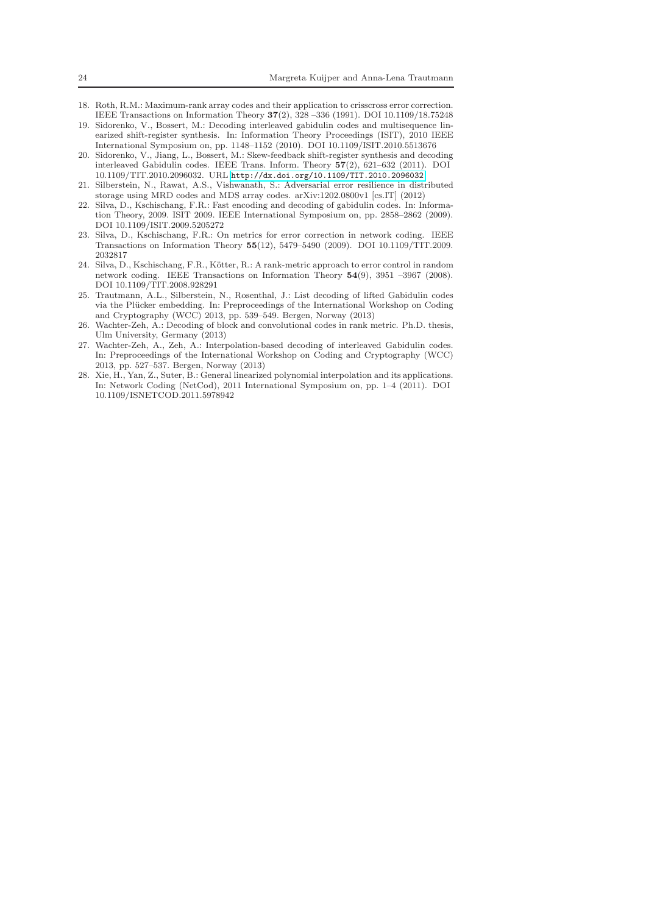18. Roth, R.M.: Maximum-rank array codes and their application to crisscross error correction. IEEE Transactions on Information Theory **37**(2), 328 –336 (1991). DOI 10.1109/18.75248
19. Sidorenko, V., Bossert, M.: Decoding interleaved gabidulin codes and multisequence linearized shift-register synthesis. In: Information Theory Proceedings (ISIT), 2010 IEEE International Symposium on, pp. 1148–1152 (2010). DOI 10.1109/ISIT.2010.5513676
20. Sidorenko, V., Jiang, L., Bossert, M.: Skew-feedback shift-register synthesis and decoding interleaved Gabidulin codes. IEEE Trans. Inform. Theory **57**(2), 621–632 (2011). DOI 10.1109/TIT.2010.2096032. URL http://dx.doi.org/10.1109/TIT.2010.2096032
21. Silberstein, N., Rawat, A.S., Vishwanath, S.: Adversarial error resilience in distributed storage using MRD codes and MDS array codes. arXiv:1202.0800v1 [cs.IT] (2012)
22. Silva, D., Kschischang, F.R.: Fast encoding and decoding of gabidulin codes. In: Information Theory, 2009. ISIT 2009. IEEE International Symposium on, pp. 2858–2862 (2009). DOI 10.1109/ISIT.2009.5205272
23. Silva, D., Kschischang, F.R.: On metrics for error correction in network coding. IEEE Transactions on Information Theory **55**(12), 5479–5490 (2009). DOI 10.1109/TIT.2009.2032817
24. Silva, D., Kschischang, F.R., Kötter, R.: A rank-metric approach to error control in random network coding. IEEE Transactions on Information Theory **54**(9), 3951 –3967 (2008). DOI 10.1109/TIT.2008.928291
25. Trautmann, A.L., Silberstein, N., Rosenthal, J.: List decoding of lifted Gabidulin codes via the Plücker embedding. In: Preproceedings of the International Workshop on Coding and Cryptography (WCC) 2013, pp. 539–549. Bergen, Norway (2013)
26. Wachter-Zeh, A.: Decoding of block and convolutional codes in rank metric. Ph.D. thesis, Ulm University, Germany (2013)
27. Wachter-Zeh, A., Zeh, A.: Interpolation-based decoding of interleaved Gabidulin codes. In: Preproceedings of the International Workshop on Coding and Cryptography (WCC) 2013, pp. 527–537. Bergen, Norway (2013)
28. Xie, H., Yan, Z., Suter, B.: General linearized polynomial interpolation and its applications. In: Network Coding (NetCod), 2011 International Symposium on, pp. 1–4 (2011). DOI 10.1109/ISNETCOD.2011.5978942